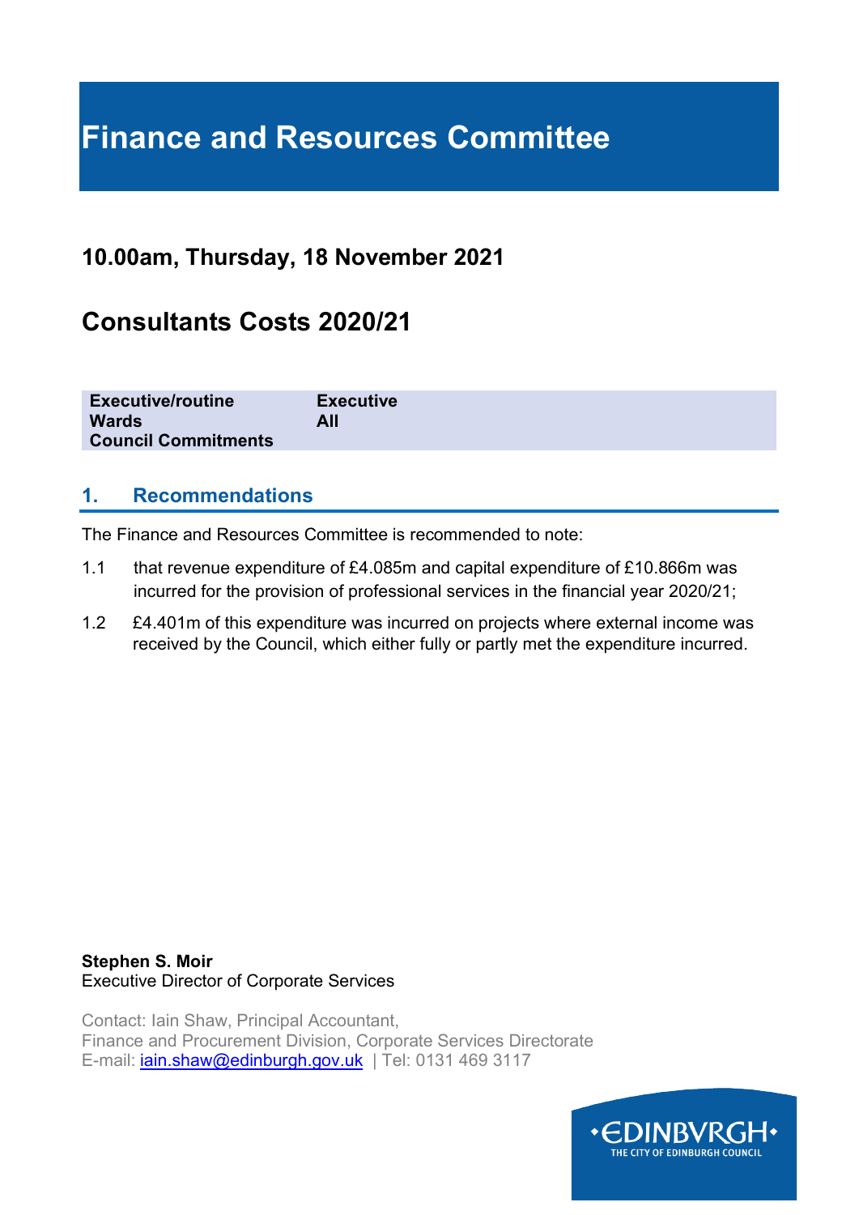# Finance and Resources Committee

## 10.00am, Thursday, 18 November 2021

## Consultants Costs 2020/21

| | |
|---|---|
| **Executive/routine** | **Executive** |
| **Wards** | **All** |
| **Council Commitments** | |

## 1. Recommendations

The Finance and Resources Committee is recommended to note:

1.1 that revenue expenditure of £4.085m and capital expenditure of £10.866m was incurred for the provision of professional services in the financial year 2020/21;

1.2 £4.401m of this expenditure was incurred on projects where external income was received by the Council, which either fully or partly met the expenditure incurred.

**Stephen S. Moir**
Executive Director of Corporate Services

Contact: Iain Shaw, Principal Accountant,
Finance and Procurement Division, Corporate Services Directorate
E-mail: iain.shaw@edinburgh.gov.uk | Tel: 0131 469 3117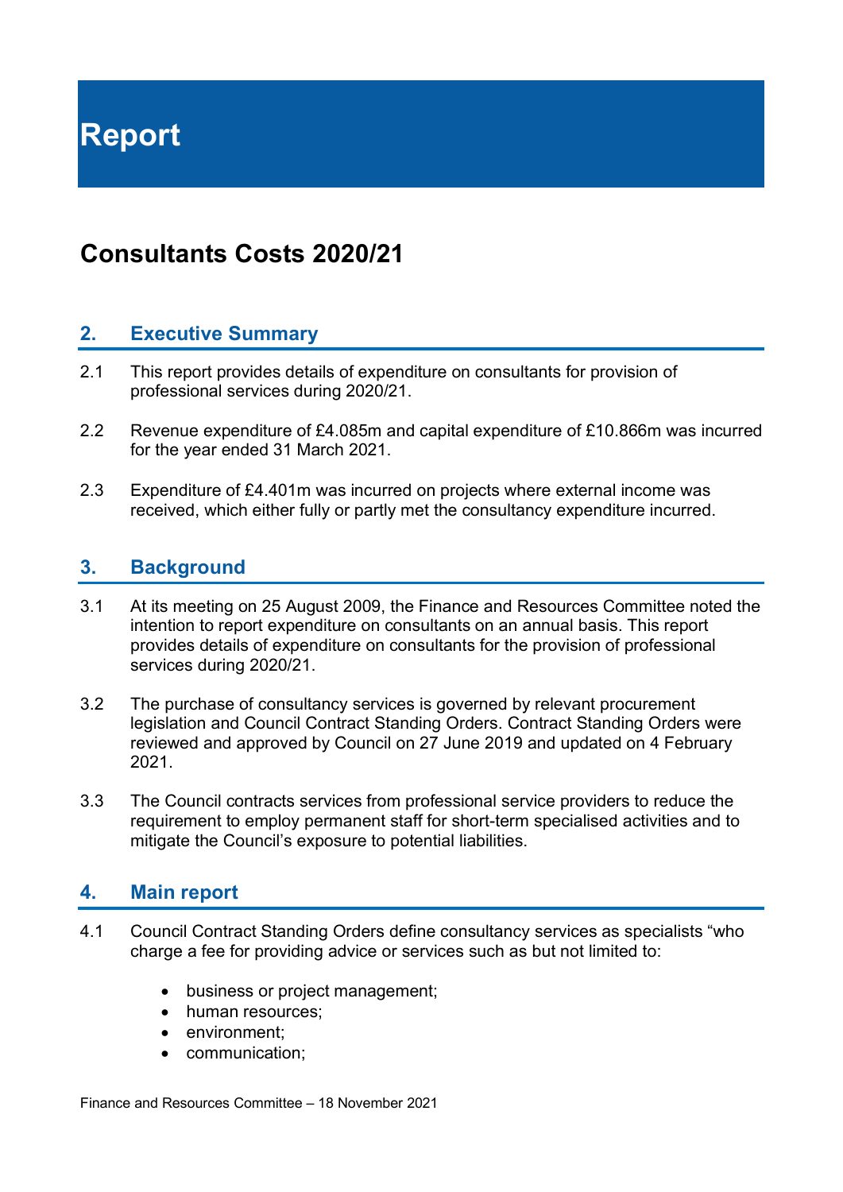# Report

## Consultants Costs 2020/21

### 2. Executive Summary

2.1 This report provides details of expenditure on consultants for provision of professional services during 2020/21.

2.2 Revenue expenditure of £4.085m and capital expenditure of £10.866m was incurred for the year ended 31 March 2021.

2.3 Expenditure of £4.401m was incurred on projects where external income was received, which either fully or partly met the consultancy expenditure incurred.

### 3. Background

3.1 At its meeting on 25 August 2009, the Finance and Resources Committee noted the intention to report expenditure on consultants on an annual basis. This report provides details of expenditure on consultants for the provision of professional services during 2020/21.

3.2 The purchase of consultancy services is governed by relevant procurement legislation and Council Contract Standing Orders. Contract Standing Orders were reviewed and approved by Council on 27 June 2019 and updated on 4 February 2021.

3.3 The Council contracts services from professional service providers to reduce the requirement to employ permanent staff for short-term specialised activities and to mitigate the Council's exposure to potential liabilities.

### 4. Main report

4.1 Council Contract Standing Orders define consultancy services as specialists "who charge a fee for providing advice or services such as but not limited to:

- business or project management;
- human resources;
- environment;
- communication;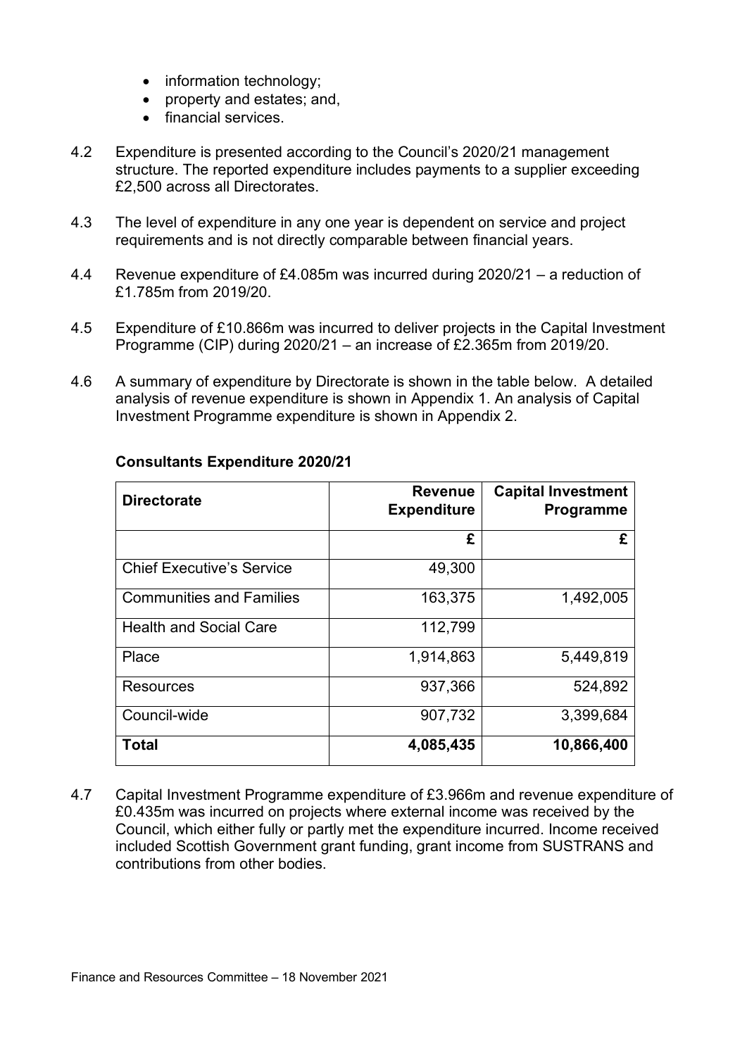- information technology;
- property and estates; and,
- financial services.

4.2 Expenditure is presented according to the Council's 2020/21 management structure. The reported expenditure includes payments to a supplier exceeding £2,500 across all Directorates.

4.3 The level of expenditure in any one year is dependent on service and project requirements and is not directly comparable between financial years.

4.4 Revenue expenditure of £4.085m was incurred during 2020/21 – a reduction of £1.785m from 2019/20.

4.5 Expenditure of £10.866m was incurred to deliver projects in the Capital Investment Programme (CIP) during 2020/21 – an increase of £2.365m from 2019/20.

4.6 A summary of expenditure by Directorate is shown in the table below. A detailed analysis of revenue expenditure is shown in Appendix 1. An analysis of Capital Investment Programme expenditure is shown in Appendix 2.

**Consultants Expenditure 2020/21**

| Directorate | Revenue Expenditure | Capital Investment Programme |
|---|---|---|
| | £ | £ |
| Chief Executive's Service | 49,300 | |
| Communities and Families | 163,375 | 1,492,005 |
| Health and Social Care | 112,799 | |
| Place | 1,914,863 | 5,449,819 |
| Resources | 937,366 | 524,892 |
| Council-wide | 907,732 | 3,399,684 |
| **Total** | **4,085,435** | **10,866,400** |

4.7 Capital Investment Programme expenditure of £3.966m and revenue expenditure of £0.435m was incurred on projects where external income was received by the Council, which either fully or partly met the expenditure incurred. Income received included Scottish Government grant funding, grant income from SUSTRANS and contributions from other bodies.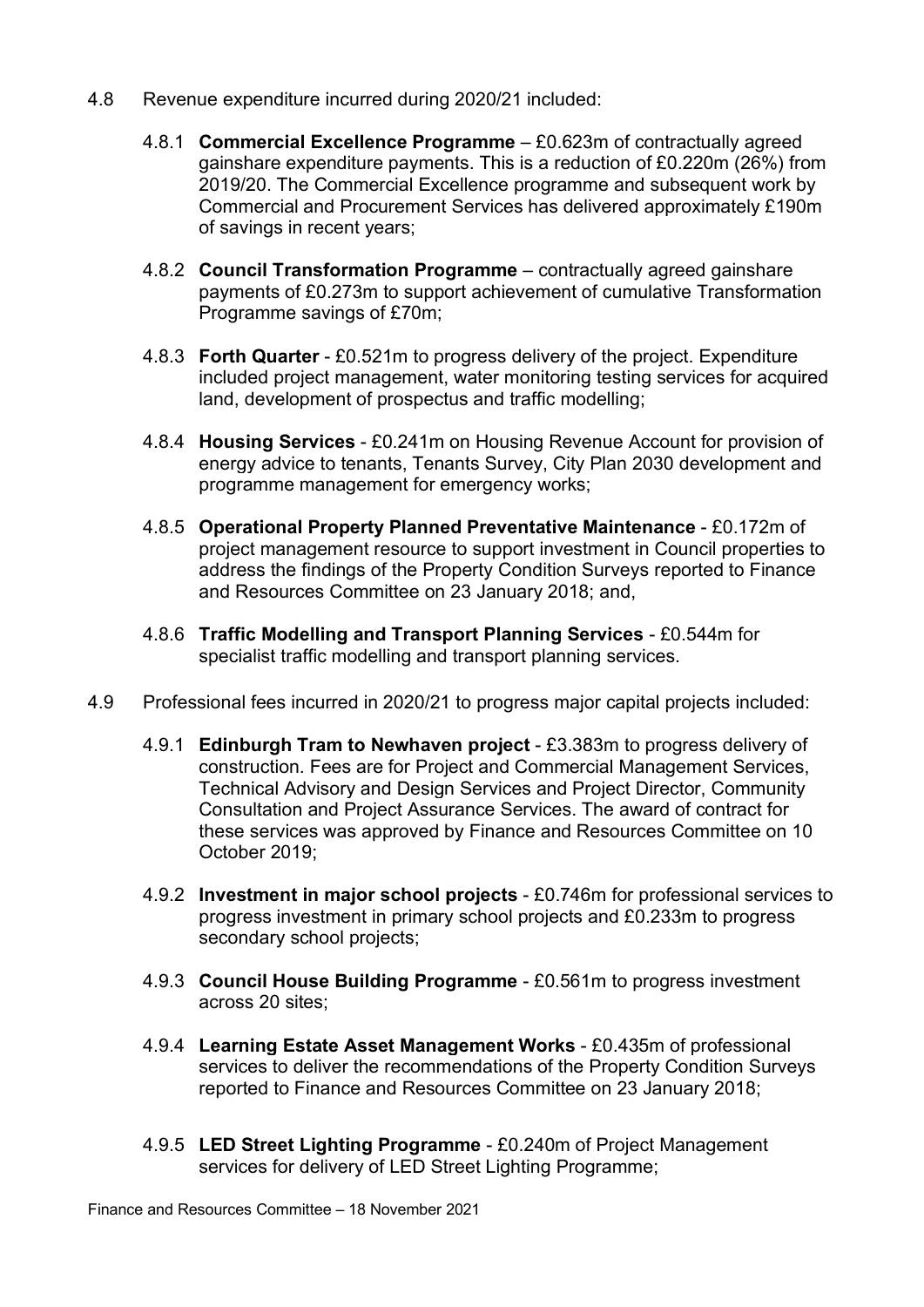4.8 Revenue expenditure incurred during 2020/21 included:

4.8.1 **Commercial Excellence Programme** – £0.623m of contractually agreed gainshare expenditure payments. This is a reduction of £0.220m (26%) from 2019/20. The Commercial Excellence programme and subsequent work by Commercial and Procurement Services has delivered approximately £190m of savings in recent years;

4.8.2 **Council Transformation Programme** – contractually agreed gainshare payments of £0.273m to support achievement of cumulative Transformation Programme savings of £70m;

4.8.3 **Forth Quarter** - £0.521m to progress delivery of the project. Expenditure included project management, water monitoring testing services for acquired land, development of prospectus and traffic modelling;

4.8.4 **Housing Services** - £0.241m on Housing Revenue Account for provision of energy advice to tenants, Tenants Survey, City Plan 2030 development and programme management for emergency works;

4.8.5 **Operational Property Planned Preventative Maintenance** - £0.172m of project management resource to support investment in Council properties to address the findings of the Property Condition Surveys reported to Finance and Resources Committee on 23 January 2018; and,

4.8.6 **Traffic Modelling and Transport Planning Services** - £0.544m for specialist traffic modelling and transport planning services.

4.9 Professional fees incurred in 2020/21 to progress major capital projects included:

4.9.1 **Edinburgh Tram to Newhaven project** - £3.383m to progress delivery of construction. Fees are for Project and Commercial Management Services, Technical Advisory and Design Services and Project Director, Community Consultation and Project Assurance Services. The award of contract for these services was approved by Finance and Resources Committee on 10 October 2019;

4.9.2 **Investment in major school projects** - £0.746m for professional services to progress investment in primary school projects and £0.233m to progress secondary school projects;

4.9.3 **Council House Building Programme** - £0.561m to progress investment across 20 sites;

4.9.4 **Learning Estate Asset Management Works** - £0.435m of professional services to deliver the recommendations of the Property Condition Surveys reported to Finance and Resources Committee on 23 January 2018;

4.9.5 **LED Street Lighting Programme** - £0.240m of Project Management services for delivery of LED Street Lighting Programme;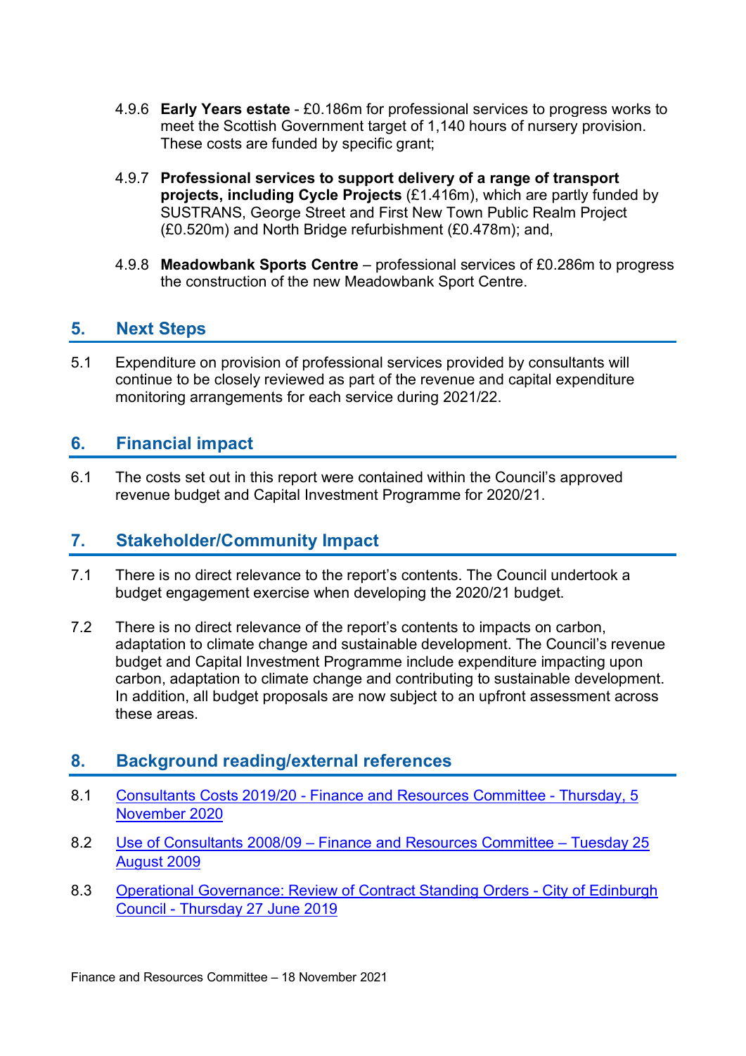4.9.6 **Early Years estate** - £0.186m for professional services to progress works to meet the Scottish Government target of 1,140 hours of nursery provision. These costs are funded by specific grant;

4.9.7 **Professional services to support delivery of a range of transport projects, including Cycle Projects** (£1.416m), which are partly funded by SUSTRANS, George Street and First New Town Public Realm Project (£0.520m) and North Bridge refurbishment (£0.478m); and,

4.9.8 **Meadowbank Sports Centre** – professional services of £0.286m to progress the construction of the new Meadowbank Sport Centre.

## 5. Next Steps

5.1 Expenditure on provision of professional services provided by consultants will continue to be closely reviewed as part of the revenue and capital expenditure monitoring arrangements for each service during 2021/22.

## 6. Financial impact

6.1 The costs set out in this report were contained within the Council's approved revenue budget and Capital Investment Programme for 2020/21.

## 7. Stakeholder/Community Impact

7.1 There is no direct relevance to the report's contents. The Council undertook a budget engagement exercise when developing the 2020/21 budget.

7.2 There is no direct relevance of the report's contents to impacts on carbon, adaptation to climate change and sustainable development. The Council's revenue budget and Capital Investment Programme include expenditure impacting upon carbon, adaptation to climate change and contributing to sustainable development. In addition, all budget proposals are now subject to an upfront assessment across these areas.

## 8. Background reading/external references

8.1 Consultants Costs 2019/20 - Finance and Resources Committee - Thursday, 5 November 2020

8.2 Use of Consultants 2008/09 – Finance and Resources Committee – Tuesday 25 August 2009

8.3 Operational Governance: Review of Contract Standing Orders - City of Edinburgh Council - Thursday 27 June 2019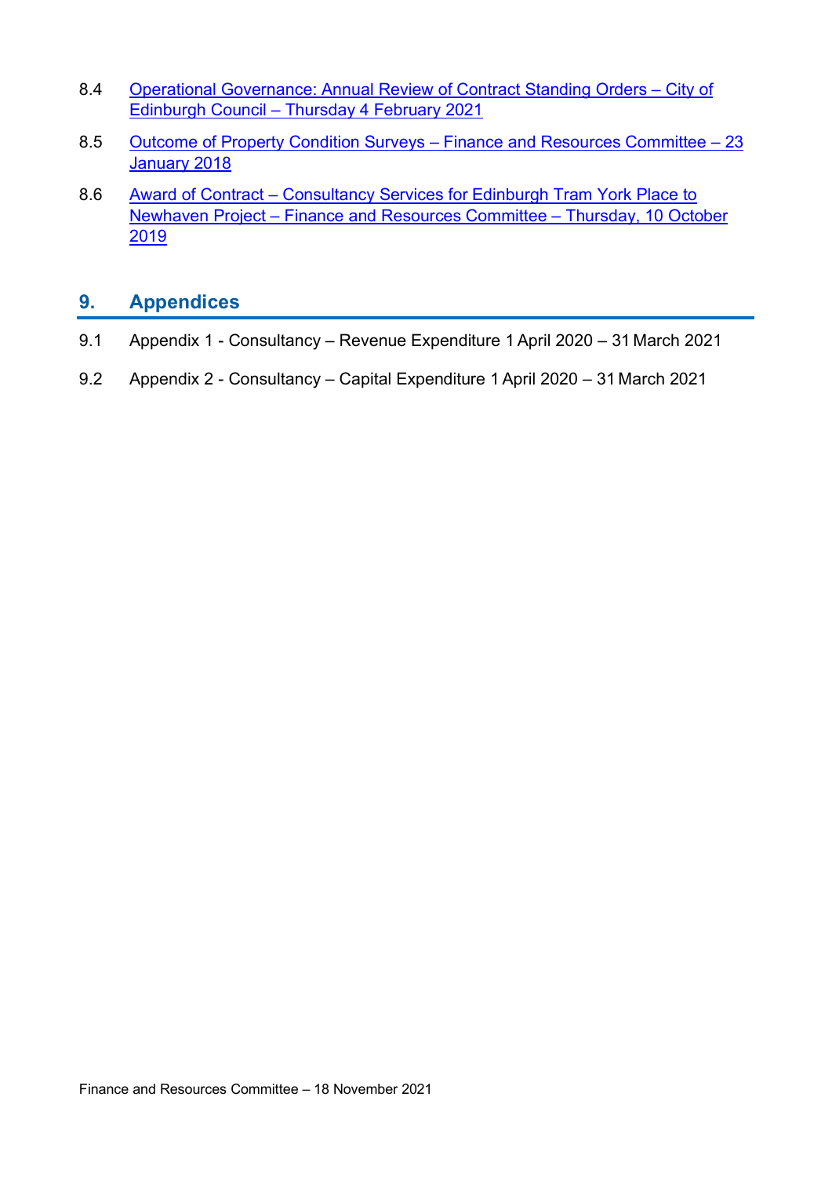8.4 Operational Governance: Annual Review of Contract Standing Orders – City of Edinburgh Council – Thursday 4 February 2021

8.5 Outcome of Property Condition Surveys – Finance and Resources Committee – 23 January 2018

8.6 Award of Contract – Consultancy Services for Edinburgh Tram York Place to Newhaven Project – Finance and Resources Committee – Thursday, 10 October 2019

## 9. Appendices

9.1 Appendix 1 - Consultancy – Revenue Expenditure 1 April 2020 – 31 March 2021

9.2 Appendix 2 - Consultancy – Capital Expenditure 1 April 2020 – 31 March 2021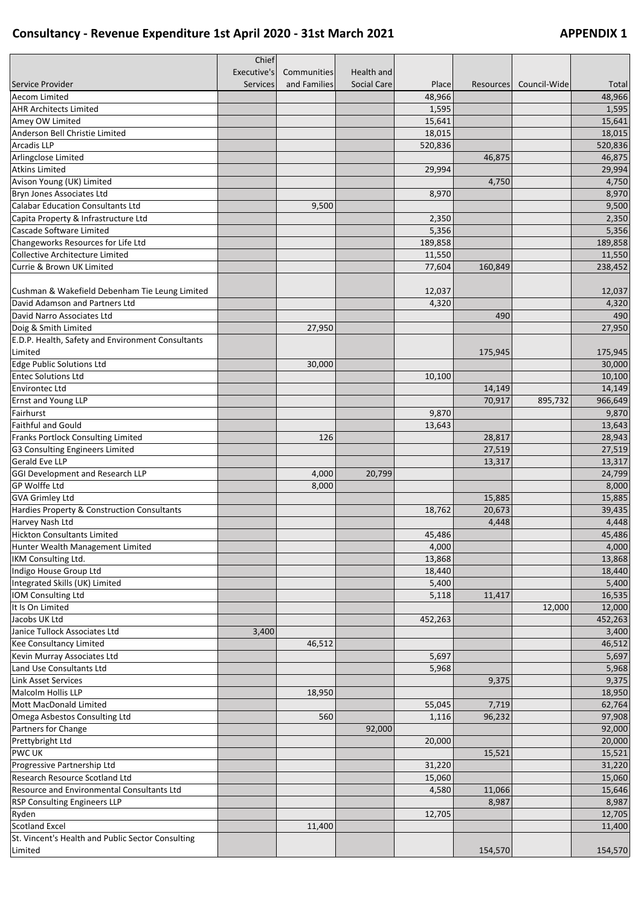# Consultancy - Revenue Expenditure 1st April 2020 - 31st March 2021

**APPENDIX 1**

| Service Provider | Chief Executive's Services | Communities and Families | Health and Social Care | Place | Resources | Council-Wide | Total |
|---|---|---|---|---|---|---|---|
| Aecom Limited | | | | 48,966 | | | 48,966 |
| AHR Architects Limited | | | | 1,595 | | | 1,595 |
| Amey OW Limited | | | | 15,641 | | | 15,641 |
| Anderson Bell Christie Limited | | | | 18,015 | | | 18,015 |
| Arcadis LLP | | | | 520,836 | | | 520,836 |
| Arlingclose Limited | | | | | 46,875 | | 46,875 |
| Atkins Limited | | | | 29,994 | | | 29,994 |
| Avison Young (UK) Limited | | | | | 4,750 | | 4,750 |
| Bryn Jones Associates Ltd | | | | 8,970 | | | 8,970 |
| Calabar Education Consultants Ltd | | 9,500 | | | | | 9,500 |
| Capita Property & Infrastructure Ltd | | | | 2,350 | | | 2,350 |
| Cascade Software Limited | | | | 5,356 | | | 5,356 |
| Changeworks Resources for Life Ltd | | | | 189,858 | | | 189,858 |
| Collective Architecture Limited | | | | 11,550 | | | 11,550 |
| Currie & Brown UK Limited | | | | 77,604 | 160,849 | | 238,452 |
| Cushman & Wakefield Debenham Tie Leung Limited | | | | 12,037 | | | 12,037 |
| David Adamson and Partners Ltd | | | | 4,320 | | | 4,320 |
| David Narro Associates Ltd | | | | | 490 | | 490 |
| Doig & Smith Limited | | 27,950 | | | | | 27,950 |
| E.D.P. Health, Safety and Environment Consultants Limited | | | | | 175,945 | | 175,945 |
| Edge Public Solutions Ltd | | 30,000 | | | | | 30,000 |
| Entec Solutions Ltd | | | | 10,100 | | | 10,100 |
| Environtec Ltd | | | | | 14,149 | | 14,149 |
| Ernst and Young LLP | | | | | 70,917 | 895,732 | 966,649 |
| Fairhurst | | | | 9,870 | | | 9,870 |
| Faithful and Gould | | | | 13,643 | | | 13,643 |
| Franks Portlock Consulting Limited | | 126 | | | 28,817 | | 28,943 |
| G3 Consulting Engineers Limited | | | | | 27,519 | | 27,519 |
| Gerald Eve LLP | | | | | 13,317 | | 13,317 |
| GGI Development and Research LLP | | 4,000 | 20,799 | | | | 24,799 |
| GP Wolffe Ltd | | 8,000 | | | | | 8,000 |
| GVA Grimley Ltd | | | | | 15,885 | | 15,885 |
| Hardies Property & Construction Consultants | | | | 18,762 | 20,673 | | 39,435 |
| Harvey Nash Ltd | | | | | 4,448 | | 4,448 |
| Hickton Consultants Limited | | | | 45,486 | | | 45,486 |
| Hunter Wealth Management Limited | | | | 4,000 | | | 4,000 |
| IKM Consulting Ltd. | | | | 13,868 | | | 13,868 |
| Indigo House Group Ltd | | | | 18,440 | | | 18,440 |
| Integrated Skills (UK) Limited | | | | 5,400 | | | 5,400 |
| IOM Consulting Ltd | | | | 5,118 | 11,417 | | 16,535 |
| It Is On Limited | | | | | | 12,000 | 12,000 |
| Jacobs UK Ltd | | | | 452,263 | | | 452,263 |
| Janice Tullock Associates Ltd | 3,400 | | | | | | 3,400 |
| Kee Consultancy Limited | | 46,512 | | | | | 46,512 |
| Kevin Murray Associates Ltd | | | | 5,697 | | | 5,697 |
| Land Use Consultants Ltd | | | | 5,968 | | | 5,968 |
| Link Asset Services | | | | | 9,375 | | 9,375 |
| Malcolm Hollis LLP | | 18,950 | | | | | 18,950 |
| Mott MacDonald Limited | | | | 55,045 | 7,719 | | 62,764 |
| Omega Asbestos Consulting Ltd | | 560 | | 1,116 | 96,232 | | 97,908 |
| Partners for Change | | | 92,000 | | | | 92,000 |
| Prettybright Ltd | | | | 20,000 | | | 20,000 |
| PWC UK | | | | | 15,521 | | 15,521 |
| Progressive Partnership Ltd | | | | 31,220 | | | 31,220 |
| Research Resource Scotland Ltd | | | | 15,060 | | | 15,060 |
| Resource and Environmental Consultants Ltd | | | | 4,580 | 11,066 | | 15,646 |
| RSP Consulting Engineers LLP | | | | | 8,987 | | 8,987 |
| Ryden | | | | 12,705 | | | 12,705 |
| Scotland Excel | | 11,400 | | | | | 11,400 |
| St. Vincent's Health and Public Sector Consulting Limited | | | | | 154,570 | | 154,570 |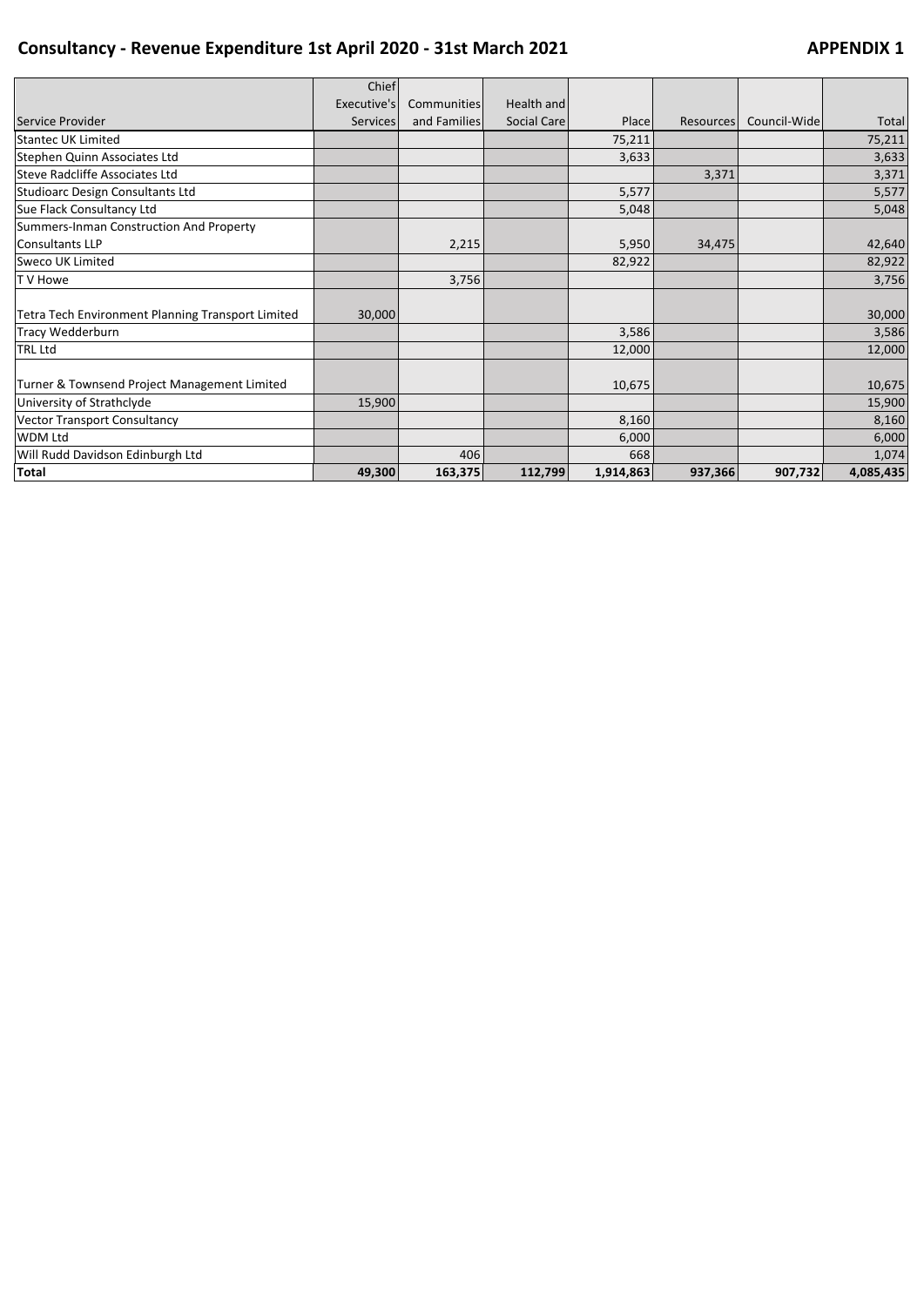## Consultancy - Revenue Expenditure 1st April 2020 - 31st March 2021

**APPENDIX 1**

| Service Provider | Chief Executive's Services | Communities and Families | Health and Social Care | Place | Resources | Council-Wide | Total |
|---|---|---|---|---|---|---|---|
| Stantec UK Limited | | | | 75,211 | | | 75,211 |
| Stephen Quinn Associates Ltd | | | | 3,633 | | | 3,633 |
| Steve Radcliffe Associates Ltd | | | | | 3,371 | | 3,371 |
| Studioarc Design Consultants Ltd | | | | 5,577 | | | 5,577 |
| Sue Flack Consultancy Ltd | | | | 5,048 | | | 5,048 |
| Summers-Inman Construction And Property Consultants LLP | | 2,215 | | 5,950 | 34,475 | | 42,640 |
| Sweco UK Limited | | | | 82,922 | | | 82,922 |
| T V Howe | | 3,756 | | | | | 3,756 |
| Tetra Tech Environment Planning Transport Limited | 30,000 | | | | | | 30,000 |
| Tracy Wedderburn | | | | 3,586 | | | 3,586 |
| TRL Ltd | | | | 12,000 | | | 12,000 |
| Turner & Townsend Project Management Limited | | | | 10,675 | | | 10,675 |
| University of Strathclyde | 15,900 | | | | | | 15,900 |
| Vector Transport Consultancy | | | | 8,160 | | | 8,160 |
| WDM Ltd | | | | 6,000 | | | 6,000 |
| Will Rudd Davidson Edinburgh Ltd | | 406 | | 668 | | | 1,074 |
| **Total** | **49,300** | **163,375** | **112,799** | **1,914,863** | **937,366** | **907,732** | **4,085,435** |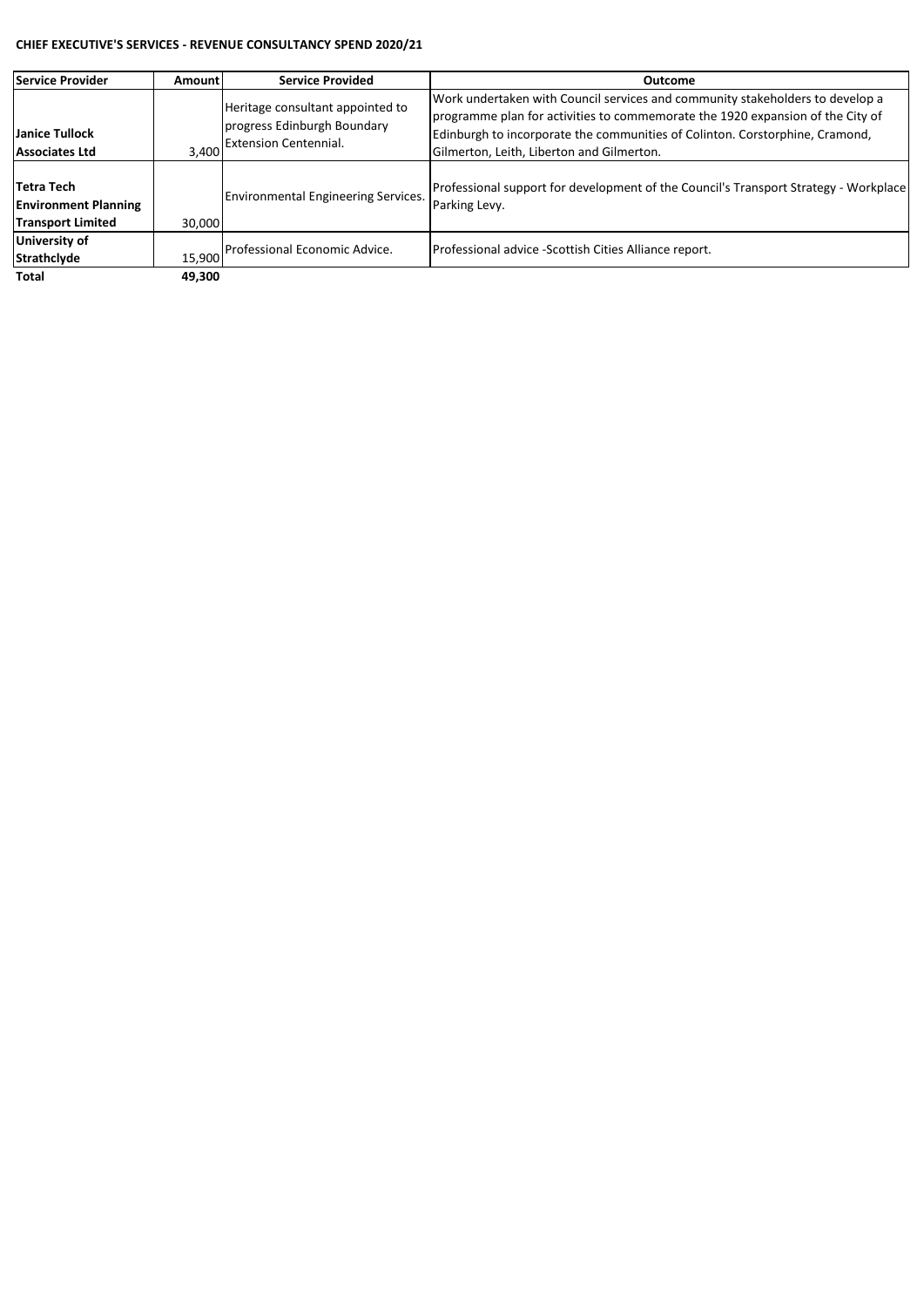**CHIEF EXECUTIVE'S SERVICES - REVENUE CONSULTANCY SPEND 2020/21**

| Service Provider | Amount | Service Provided | Outcome |
|---|---|---|---|
| **Janice Tullock Associates Ltd** | 3,400 | Heritage consultant appointed to progress Edinburgh Boundary Extension Centennial. | Work undertaken with Council services and community stakeholders to develop a programme plan for activities to commemorate the 1920 expansion of the City of Edinburgh to incorporate the communities of Colinton. Corstorphine, Cramond, Gilmerton, Leith, Liberton and Gilmerton. |
| **Tetra Tech Environment Planning Transport Limited** | 30,000 | Environmental Engineering Services. | Professional support for development of the Council's Transport Strategy - Workplace Parking Levy. |
| **University of Strathclyde** | 15,900 | Professional Economic Advice. | Professional advice -Scottish Cities Alliance report. |
| **Total** | **49,300** | | |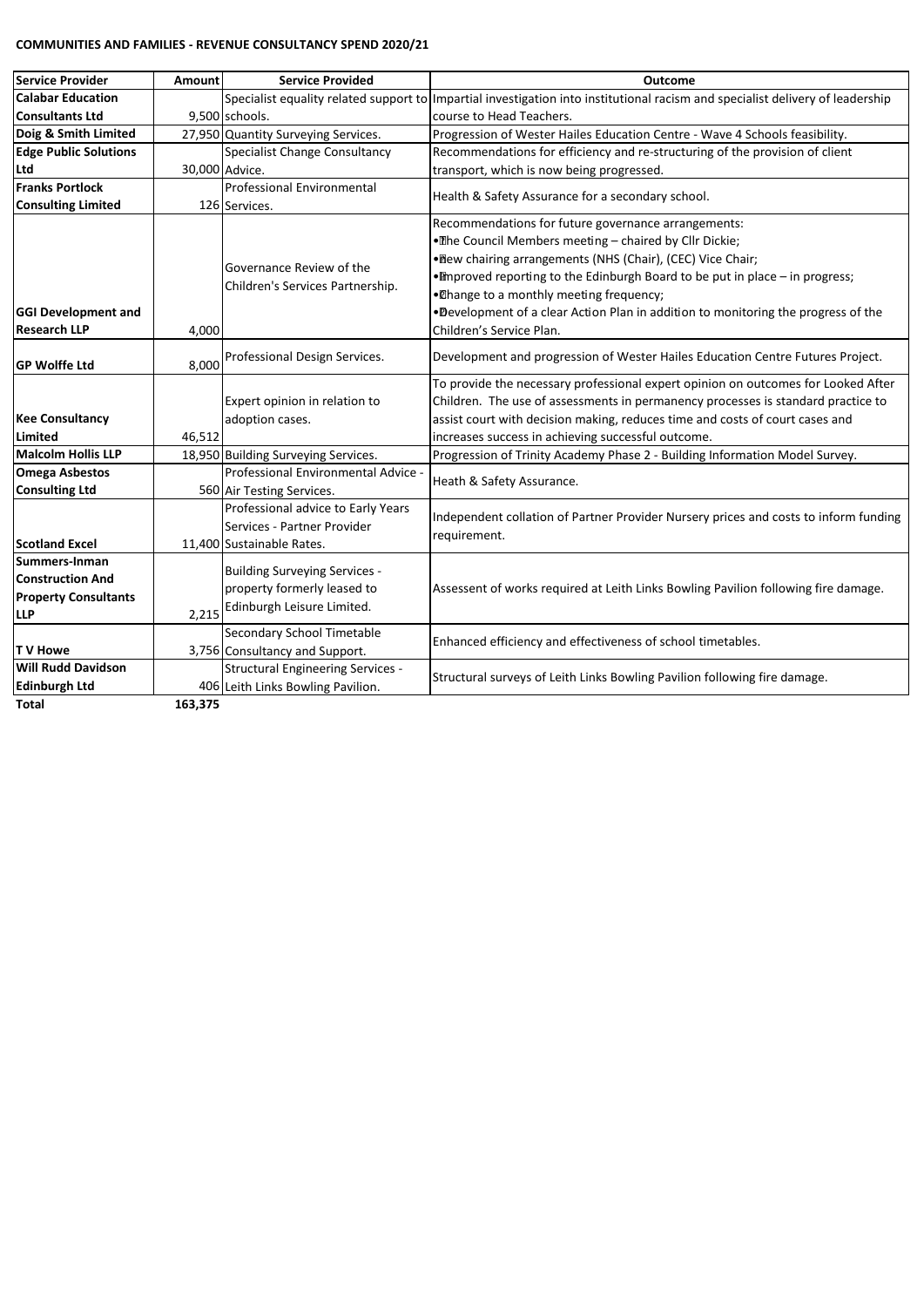**COMMUNITIES AND FAMILIES - REVENUE CONSULTANCY SPEND 2020/21**

| Service Provider | Amount | Service Provided | Outcome |
|---|---|---|---|
| **Calabar Education Consultants Ltd** | 9,500 | Specialist equality related support to schools. | Impartial investigation into institutional racism and specialist delivery of leadership course to Head Teachers. |
| **Doig & Smith Limited** | 27,950 | Quantity Surveying Services. | Progression of Wester Hailes Education Centre - Wave 4 Schools feasibility. |
| **Edge Public Solutions Ltd** | 30,000 | Specialist Change Consultancy Advice. | Recommendations for efficiency and re-structuring of the provision of client transport, which is now being progressed. |
| **Franks Portlock Consulting Limited** | 126 | Professional Environmental Services. | Health & Safety Assurance for a secondary school. |
| **GGI Development and Research LLP** | 4,000 | Governance Review of the Children's Services Partnership. | Recommendations for future governance arrangements: • The Council Members meeting – chaired by Cllr Dickie; • New chairing arrangements (NHS (Chair), (CEC) Vice Chair; • Improved reporting to the Edinburgh Board to be put in place – in progress; • Change to a monthly meeting frequency; • Development of a clear Action Plan in addition to monitoring the progress of the Children's Service Plan. |
| **GP Wolffe Ltd** | 8,000 | Professional Design Services. | Development and progression of Wester Hailes Education Centre Futures Project. |
| **Kee Consultancy Limited** | 46,512 | Expert opinion in relation to adoption cases. | To provide the necessary professional expert opinion on outcomes for Looked After Children. The use of assessments in permanency processes is standard practice to assist court with decision making, reduces time and costs of court cases and increases success in achieving successful outcome. |
| **Malcolm Hollis LLP** | 18,950 | Building Surveying Services. | Progression of Trinity Academy Phase 2 - Building Information Model Survey. |
| **Omega Asbestos Consulting Ltd** | 560 | Professional Environmental Advice - Air Testing Services. | Heath & Safety Assurance. |
| **Scotland Excel** | 11,400 | Professional advice to Early Years Services - Partner Provider Sustainable Rates. | Independent collation of Partner Provider Nursery prices and costs to inform funding requirement. |
| **Summers-Inman Construction And Property Consultants LLP** | 2,215 | Building Surveying Services - property formerly leased to Edinburgh Leisure Limited. | Assessent of works required at Leith Links Bowling Pavilion following fire damage. |
| **T V Howe** | 3,756 | Secondary School Timetable Consultancy and Support. | Enhanced efficiency and effectiveness of school timetables. |
| **Will Rudd Davidson Edinburgh Ltd** | 406 | Structural Engineering Services - Leith Links Bowling Pavilion. | Structural surveys of Leith Links Bowling Pavilion following fire damage. |
| **Total** | **163,375** | | |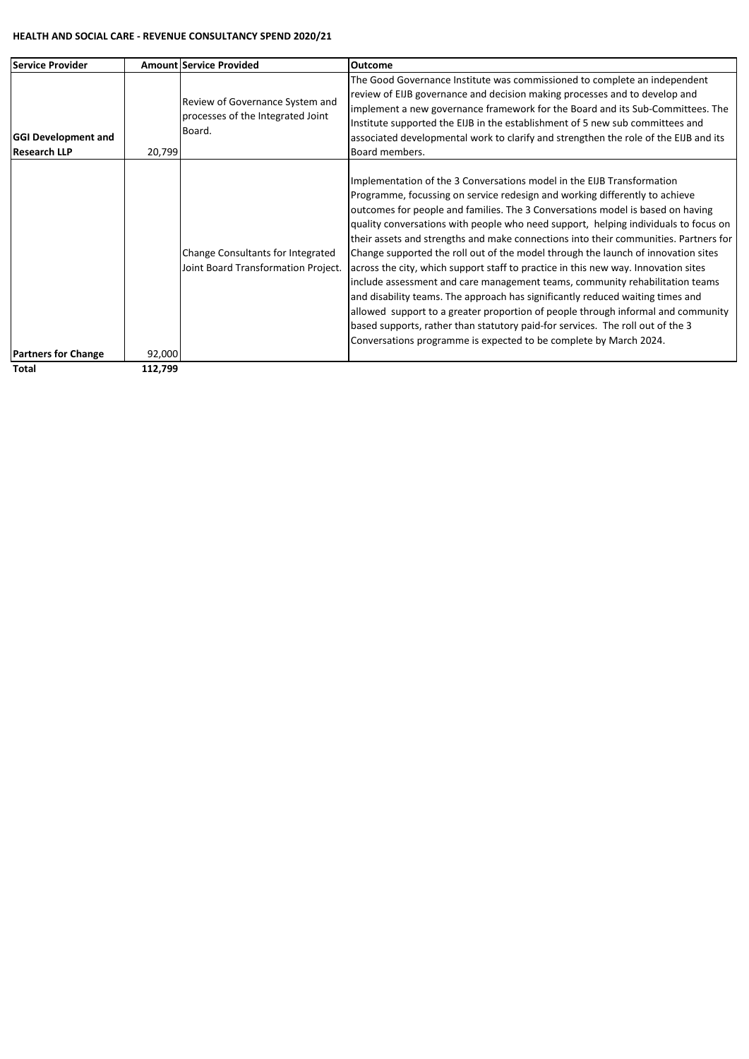**HEALTH AND SOCIAL CARE - REVENUE CONSULTANCY SPEND 2020/21**

| Service Provider | Amount | Service Provided | Outcome |
|---|---|---|---|
| **GGI Development and Research LLP** | 20,799 | Review of Governance System and processes of the Integrated Joint Board. | The Good Governance Institute was commissioned to complete an independent review of EIJB governance and decision making processes and to develop and implement a new governance framework for the Board and its Sub-Committees. The Institute supported the EIJB in the establishment of 5 new sub committees and associated developmental work to clarify and strengthen the role of the EIJB and its Board members. |
| **Partners for Change** | 92,000 | Change Consultants for Integrated Joint Board Transformation Project. | Implementation of the 3 Conversations model in the EIJB Transformation Programme, focussing on service redesign and working differently to achieve outcomes for people and families. The 3 Conversations model is based on having quality conversations with people who need support, helping individuals to focus on their assets and strengths and make connections into their communities. Partners for Change supported the roll out of the model through the launch of innovation sites across the city, which support staff to practice in this new way. Innovation sites include assessment and care management teams, community rehabilitation teams and disability teams. The approach has significantly reduced waiting times and allowed support to a greater proportion of people through informal and community based supports, rather than statutory paid-for services. The roll out of the 3 Conversations programme is expected to be complete by March 2024. |
| **Total** | **112,799** | | |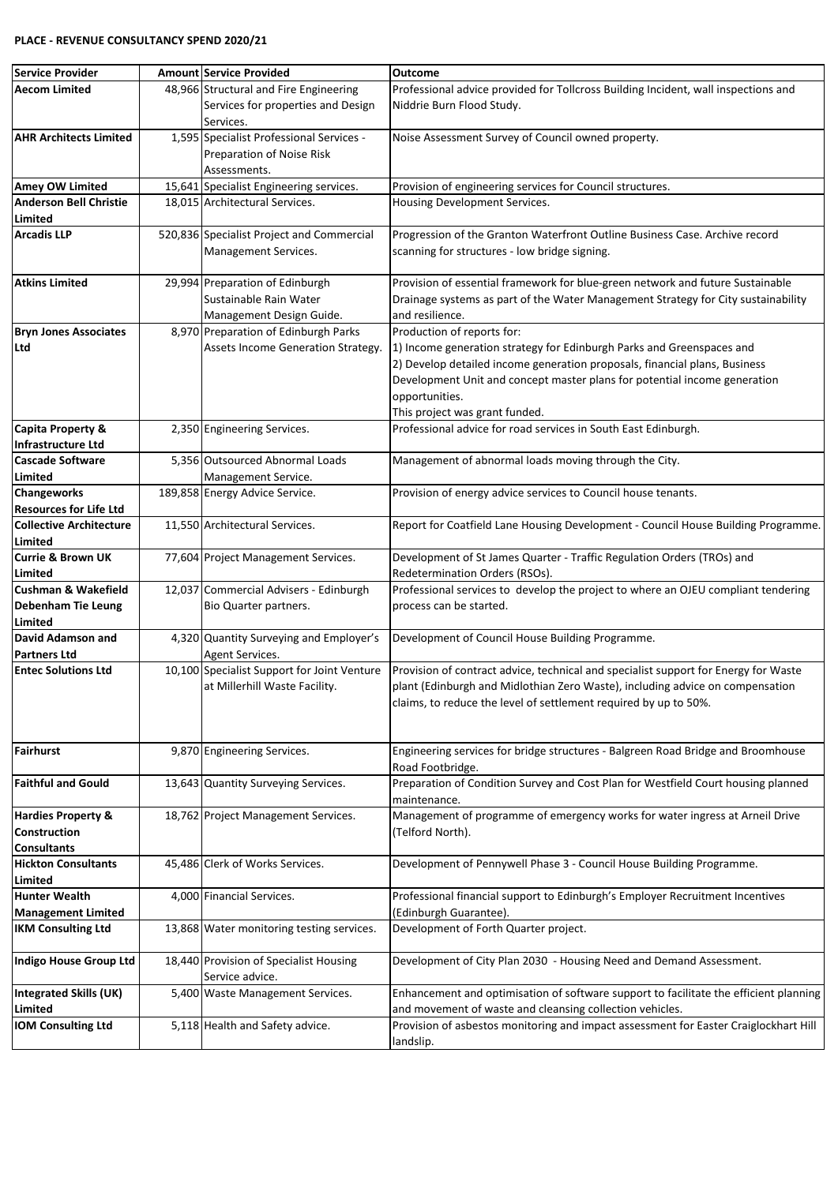**PLACE - REVENUE CONSULTANCY SPEND 2020/21**

| Service Provider | Amount | Service Provided | Outcome |
|---|---|---|---|
| **Aecom Limited** | 48,966 | Structural and Fire Engineering Services for properties and Design Services. | Professional advice provided for Tollcross Building Incident, wall inspections and Niddrie Burn Flood Study. |
| **AHR Architects Limited** | 1,595 | Specialist Professional Services - Preparation of Noise Risk Assessments. | Noise Assessment Survey of Council owned property. |
| **Amey OW Limited** | 15,641 | Specialist Engineering services. | Provision of engineering services for Council structures. |
| **Anderson Bell Christie Limited** | 18,015 | Architectural Services. | Housing Development Services. |
| **Arcadis LLP** | 520,836 | Specialist Project and Commercial Management Services. | Progression of the Granton Waterfront Outline Business Case. Archive record scanning for structures - low bridge signing. |
| **Atkins Limited** | 29,994 | Preparation of Edinburgh Sustainable Rain Water Management Design Guide. | Provision of essential framework for blue-green network and future Sustainable Drainage systems as part of the Water Management Strategy for City sustainability and resilience. |
| **Bryn Jones Associates Ltd** | 8,970 | Preparation of Edinburgh Parks Assets Income Generation Strategy. | Production of reports for:<br>1) Income generation strategy for Edinburgh Parks and Greenspaces and<br>2) Develop detailed income generation proposals, financial plans, Business Development Unit and concept master plans for potential income generation opportunities.<br>This project was grant funded. |
| **Capita Property & Infrastructure Ltd** | 2,350 | Engineering Services. | Professional advice for road services in South East Edinburgh. |
| **Cascade Software Limited** | 5,356 | Outsourced Abnormal Loads Management Service. | Management of abnormal loads moving through the City. |
| **Changeworks Resources for Life Ltd** | 189,858 | Energy Advice Service. | Provision of energy advice services to Council house tenants. |
| **Collective Architecture Limited** | 11,550 | Architectural Services. | Report for Coatfield Lane Housing Development - Council House Building Programme. |
| **Currie & Brown UK Limited** | 77,604 | Project Management Services. | Development of St James Quarter - Traffic Regulation Orders (TROs) and Redetermination Orders (RSOs). |
| **Cushman & Wakefield Debenham Tie Leung Limited** | 12,037 | Commercial Advisers - Edinburgh Bio Quarter partners. | Professional services to develop the project to where an OJEU compliant tendering process can be started. |
| **David Adamson and Partners Ltd** | 4,320 | Quantity Surveying and Employer's Agent Services. | Development of Council House Building Programme. |
| **Entec Solutions Ltd** | 10,100 | Specialist Support for Joint Venture at Millerhill Waste Facility. | Provision of contract advice, technical and specialist support for Energy for Waste plant (Edinburgh and Midlothian Zero Waste), including advice on compensation claims, to reduce the level of settlement required by up to 50%. |
| **Fairhurst** | 9,870 | Engineering Services. | Engineering services for bridge structures - Balgreen Road Bridge and Broomhouse Road Footbridge. |
| **Faithful and Gould** | 13,643 | Quantity Surveying Services. | Preparation of Condition Survey and Cost Plan for Westfield Court housing planned maintenance. |
| **Hardies Property & Construction Consultants** | 18,762 | Project Management Services. | Management of programme of emergency works for water ingress at Arneil Drive (Telford North). |
| **Hickton Consultants Limited** | 45,486 | Clerk of Works Services. | Development of Pennywell Phase 3 - Council House Building Programme. |
| **Hunter Wealth Management Limited** | 4,000 | Financial Services. | Professional financial support to Edinburgh's Employer Recruitment Incentives (Edinburgh Guarantee). |
| **IKM Consulting Ltd** | 13,868 | Water monitoring testing services. | Development of Forth Quarter project. |
| **Indigo House Group Ltd** | 18,440 | Provision of Specialist Housing Service advice. | Development of City Plan 2030 - Housing Need and Demand Assessment. |
| **Integrated Skills (UK) Limited** | 5,400 | Waste Management Services. | Enhancement and optimisation of software support to facilitate the efficient planning and movement of waste and cleansing collection vehicles. |
| **IOM Consulting Ltd** | 5,118 | Health and Safety advice. | Provision of asbestos monitoring and impact assessment for Easter Craiglockhart Hill landslip. |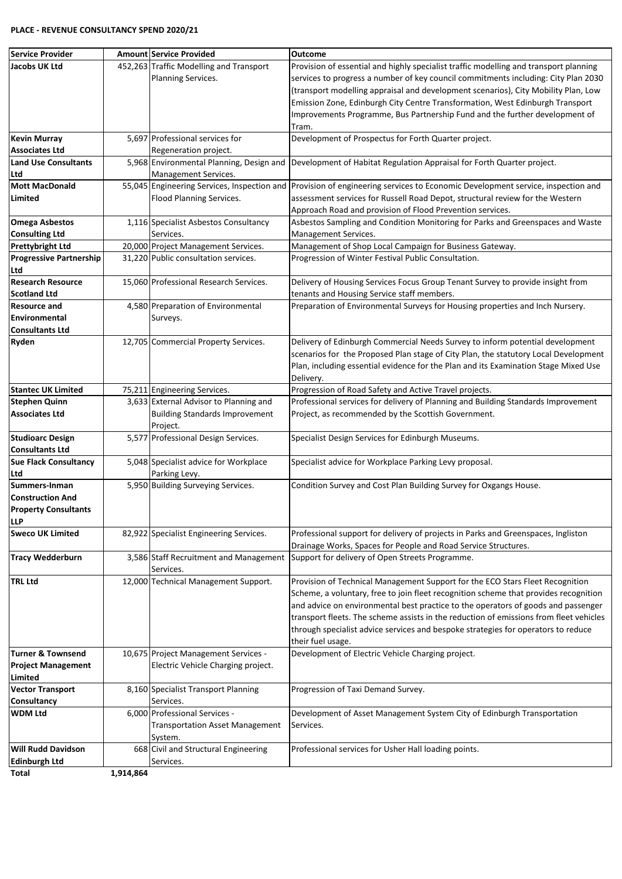**PLACE - REVENUE CONSULTANCY SPEND 2020/21**

| Service Provider | Amount | Service Provided | Outcome |
|---|---|---|---|
| **Jacobs UK Ltd** | 452,263 | Traffic Modelling and Transport Planning Services. | Provision of essential and highly specialist traffic modelling and transport planning services to progress a number of key council commitments including: City Plan 2030 (transport modelling appraisal and development scenarios), City Mobility Plan, Low Emission Zone, Edinburgh City Centre Transformation, West Edinburgh Transport Improvements Programme, Bus Partnership Fund and the further development of Tram. |
| **Kevin Murray Associates Ltd** | 5,697 | Professional services for Regeneration project. | Development of Prospectus for Forth Quarter project. |
| **Land Use Consultants Ltd** | 5,968 | Environmental Planning, Design and Management Services. | Development of Habitat Regulation Appraisal for Forth Quarter project. |
| **Mott MacDonald Limited** | 55,045 | Engineering Services, Inspection and Flood Planning Services. | Provision of engineering services to Economic Development service, inspection and assessment services for Russell Road Depot, structural review for the Western Approach Road and provision of Flood Prevention services. |
| **Omega Asbestos Consulting Ltd** | 1,116 | Specialist Asbestos Consultancy Services. | Asbestos Sampling and Condition Monitoring for Parks and Greenspaces and Waste Management Services. |
| **Prettybright Ltd** | 20,000 | Project Management Services. | Management of Shop Local Campaign for Business Gateway. |
| **Progressive Partnership Ltd** | 31,220 | Public consultation services. | Progression of Winter Festival Public Consultation. |
| **Research Resource Scotland Ltd** | 15,060 | Professional Research Services. | Delivery of Housing Services Focus Group Tenant Survey to provide insight from tenants and Housing Service staff members. |
| **Resource and Environmental Consultants Ltd** | 4,580 | Preparation of Environmental Surveys. | Preparation of Environmental Surveys for Housing properties and Inch Nursery. |
| **Ryden** | 12,705 | Commercial Property Services. | Delivery of Edinburgh Commercial Needs Survey to inform potential development scenarios for the Proposed Plan stage of City Plan, the statutory Local Development Plan, including essential evidence for the Plan and its Examination Stage Mixed Use Delivery. |
| **Stantec UK Limited** | 75,211 | Engineering Services. | Progression of Road Safety and Active Travel projects. |
| **Stephen Quinn Associates Ltd** | 3,633 | External Advisor to Planning and Building Standards Improvement Project. | Professional services for delivery of Planning and Building Standards Improvement Project, as recommended by the Scottish Government. |
| **Studioarc Design Consultants Ltd** | 5,577 | Professional Design Services. | Specialist Design Services for Edinburgh Museums. |
| **Sue Flack Consultancy Ltd** | 5,048 | Specialist advice for Workplace Parking Levy. | Specialist advice for Workplace Parking Levy proposal. |
| **Summers-Inman Construction And Property Consultants LLP** | 5,950 | Building Surveying Services. | Condition Survey and Cost Plan Building Survey for Oxgangs House. |
| **Sweco UK Limited** | 82,922 | Specialist Engineering Services. | Professional support for delivery of projects in Parks and Greenspaces, Ingliston Drainage Works, Spaces for People and Road Service Structures. |
| **Tracy Wedderburn** | 3,586 | Staff Recruitment and Management Services. | Support for delivery of Open Streets Programme. |
| **TRL Ltd** | 12,000 | Technical Management Support. | Provision of Technical Management Support for the ECO Stars Fleet Recognition Scheme, a voluntary, free to join fleet recognition scheme that provides recognition and advice on environmental best practice to the operators of goods and passenger transport fleets. The scheme assists in the reduction of emissions from fleet vehicles through specialist advice services and bespoke strategies for operators to reduce their fuel usage. |
| **Turner & Townsend Project Management Limited** | 10,675 | Project Management Services - Electric Vehicle Charging project. | Development of Electric Vehicle Charging project. |
| **Vector Transport Consultancy** | 8,160 | Specialist Transport Planning Services. | Progression of Taxi Demand Survey. |
| **WDM Ltd** | 6,000 | Professional Services - Transportation Asset Management System. | Development of Asset Management System City of Edinburgh Transportation Services. |
| **Will Rudd Davidson Edinburgh Ltd** | 668 | Civil and Structural Engineering Services. | Professional services for Usher Hall loading points. |
| **Total** | **1,914,864** | | |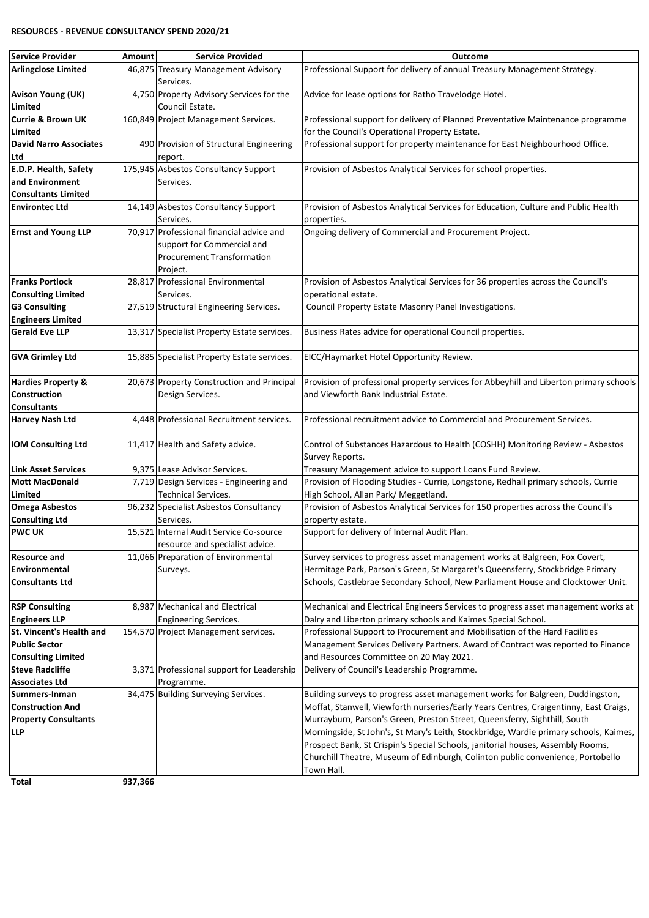**RESOURCES - REVENUE CONSULTANCY SPEND 2020/21**

| Service Provider | Amount | Service Provided | Outcome |
|---|---|---|---|
| **Arlingclose Limited** | 46,875 | Treasury Management Advisory Services. | Professional Support for delivery of annual Treasury Management Strategy. |
| **Avison Young (UK) Limited** | 4,750 | Property Advisory Services for the Council Estate. | Advice for lease options for Ratho Travelodge Hotel. |
| **Currie & Brown UK Limited** | 160,849 | Project Management Services. | Professional support for delivery of Planned Preventative Maintenance programme for the Council's Operational Property Estate. |
| **David Narro Associates Ltd** | 490 | Provision of Structural Engineering report. | Professional support for property maintenance for East Neighbourhood Office. |
| **E.D.P. Health, Safety and Environment Consultants Limited** | 175,945 | Asbestos Consultancy Support Services. | Provision of Asbestos Analytical Services for school properties. |
| **Environtec Ltd** | 14,149 | Asbestos Consultancy Support Services. | Provision of Asbestos Analytical Services for Education, Culture and Public Health properties. |
| **Ernst and Young LLP** | 70,917 | Professional financial advice and support for Commercial and Procurement Transformation Project. | Ongoing delivery of Commercial and Procurement Project. |
| **Franks Portlock Consulting Limited** | 28,817 | Professional Environmental Services. | Provision of Asbestos Analytical Services for 36 properties across the Council's operational estate. |
| **G3 Consulting Engineers Limited** | 27,519 | Structural Engineering Services. | Council Property Estate Masonry Panel Investigations. |
| **Gerald Eve LLP** | 13,317 | Specialist Property Estate services. | Business Rates advice for operational Council properties. |
| **GVA Grimley Ltd** | 15,885 | Specialist Property Estate services. | EICC/Haymarket Hotel Opportunity Review. |
| **Hardies Property & Construction Consultants** | 20,673 | Property Construction and Principal Design Services. | Provision of professional property services for Abbeyhill and Liberton primary schools and Viewforth Bank Industrial Estate. |
| **Harvey Nash Ltd** | 4,448 | Professional Recruitment services. | Professional recruitment advice to Commercial and Procurement Services. |
| **IOM Consulting Ltd** | 11,417 | Health and Safety advice. | Control of Substances Hazardous to Health (COSHH) Monitoring Review - Asbestos Survey Reports. |
| **Link Asset Services** | 9,375 | Lease Advisor Services. | Treasury Management advice to support Loans Fund Review. |
| **Mott MacDonald Limited** | 7,719 | Design Services - Engineering and Technical Services. | Provision of Flooding Studies - Currie, Longstone, Redhall primary schools, Currie High School, Allan Park/ Meggetland. |
| **Omega Asbestos Consulting Ltd** | 96,232 | Specialist Asbestos Consultancy Services. | Provision of Asbestos Analytical Services for 150 properties across the Council's property estate. |
| **PWC UK** | 15,521 | Internal Audit Service Co-source resource and specialist advice. | Support for delivery of Internal Audit Plan. |
| **Resource and Environmental Consultants Ltd** | 11,066 | Preparation of Environmental Surveys. | Survey services to progress asset management works at Balgreen, Fox Covert, Hermitage Park, Parson's Green, St Margaret's Queensferry, Stockbridge Primary Schools, Castlebrae Secondary School, New Parliament House and Clocktower Unit. |
| **RSP Consulting Engineers LLP** | 8,987 | Mechanical and Electrical Engineering Services. | Mechanical and Electrical Engineers Services to progress asset management works at Dalry and Liberton primary schools and Kaimes Special School. |
| **St. Vincent's Health and Public Sector Consulting Limited** | 154,570 | Project Management services. | Professional Support to Procurement and Mobilisation of the Hard Facilities Management Services Delivery Partners. Award of Contract was reported to Finance and Resources Committee on 20 May 2021. |
| **Steve Radcliffe Associates Ltd** | 3,371 | Professional support for Leadership Programme. | Delivery of Council's Leadership Programme. |
| **Summers-Inman Construction And Property Consultants LLP** | 34,475 | Building Surveying Services. | Building surveys to progress asset management works for Balgreen, Duddingston, Moffat, Stanwell, Viewforth nurseries/Early Years Centres, Craigentinny, East Craigs, Murrayburn, Parson's Green, Preston Street, Queensferry, Sighthill, South Morningside, St John's, St Mary's Leith, Stockbridge, Wardie primary schools, Kaimes, Prospect Bank, St Crispin's Special Schools, janitorial houses, Assembly Rooms, Churchill Theatre, Museum of Edinburgh, Colinton public convenience, Portobello Town Hall. |
| **Total** | **937,366** | | |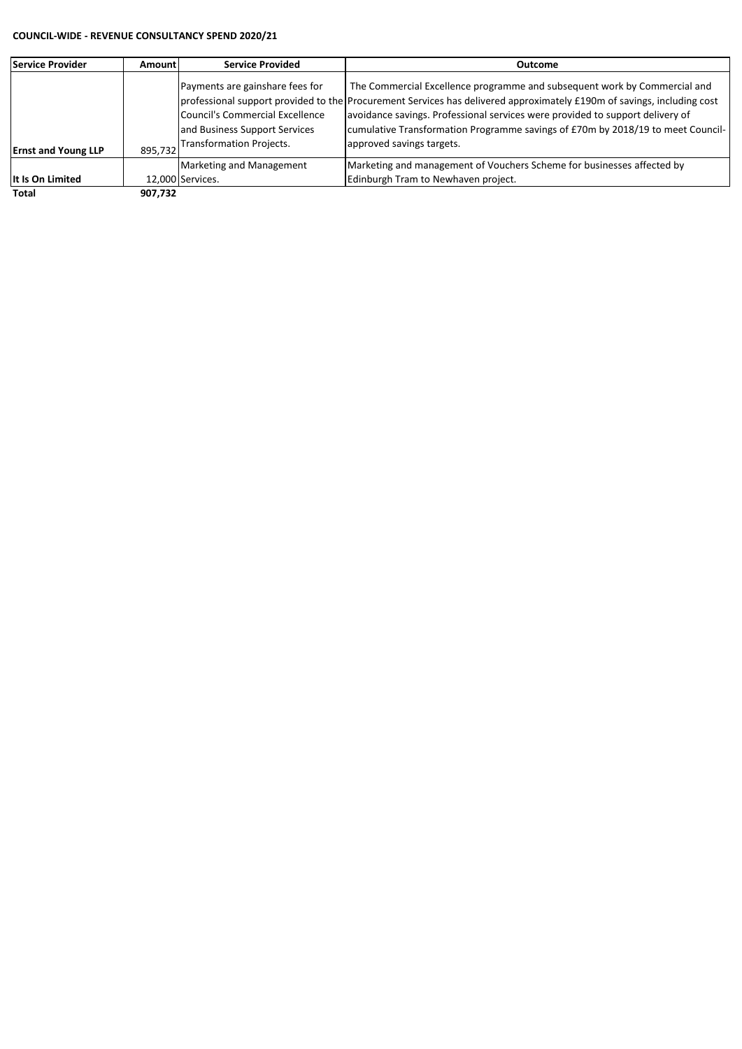**COUNCIL-WIDE - REVENUE CONSULTANCY SPEND 2020/21**

| Service Provider | Amount | Service Provided | Outcome |
|---|---|---|---|
| **Ernst and Young LLP** | 895,732 | Payments are gainshare fees for professional support provided to the Council's Commercial Excellence and Business Support Services Transformation Projects. | The Commercial Excellence programme and subsequent work by Commercial and Procurement Services has delivered approximately £190m of savings, including cost avoidance savings. Professional services were provided to support delivery of cumulative Transformation Programme savings of £70m by 2018/19 to meet Council-approved savings targets. |
| **It Is On Limited** | 12,000 | Marketing and Management Services. | Marketing and management of Vouchers Scheme for businesses affected by Edinburgh Tram to Newhaven project. |
| **Total** | **907,732** | | |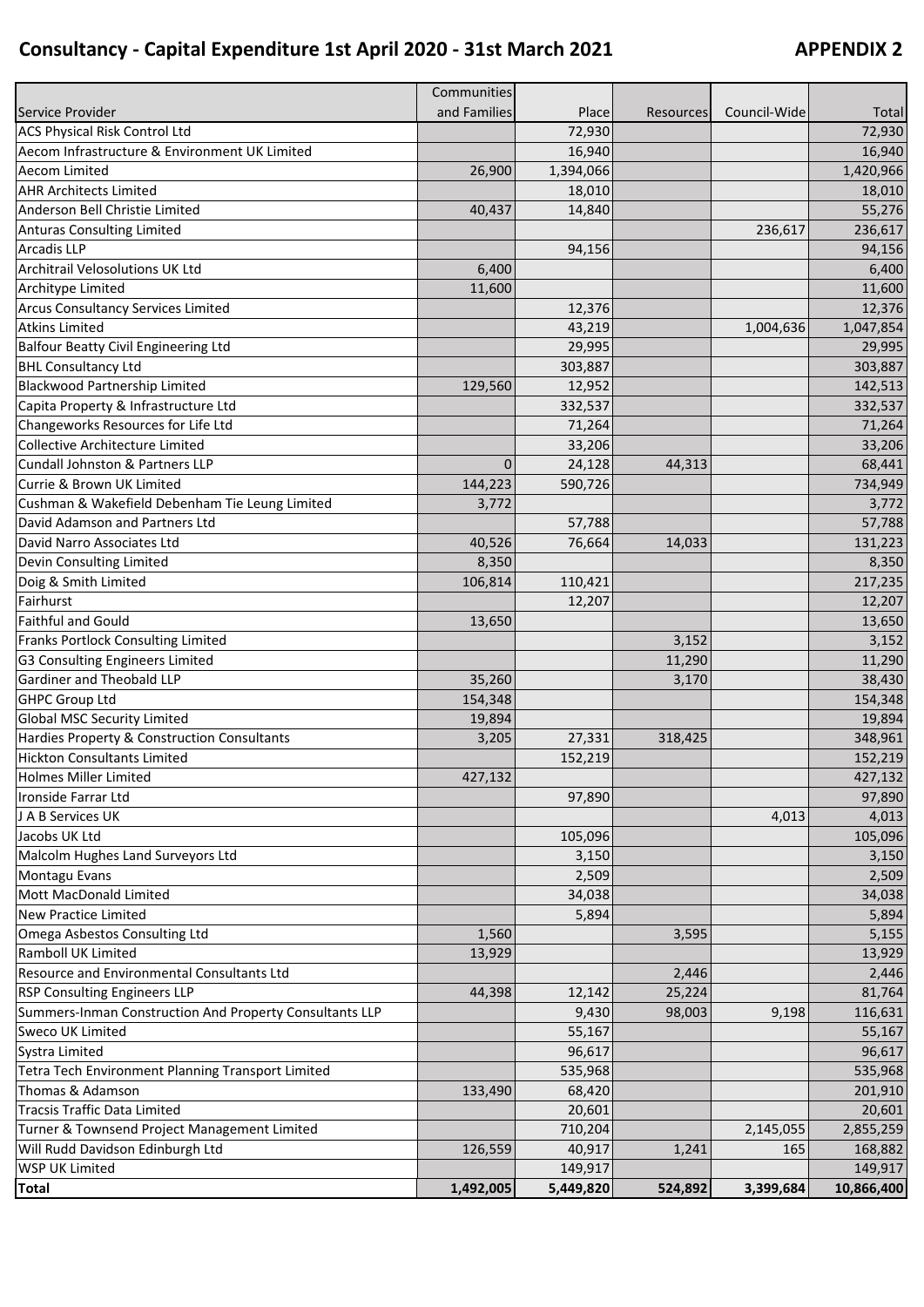# Consultancy - Capital Expenditure 1st April 2020 - 31st March 2021

**APPENDIX 2**

| Service Provider | Communities and Families | Place | Resources | Council-Wide | Total |
|---|---|---|---|---|---|
| ACS Physical Risk Control Ltd | | 72,930 | | | 72,930 |
| Aecom Infrastructure & Environment UK Limited | | 16,940 | | | 16,940 |
| Aecom Limited | 26,900 | 1,394,066 | | | 1,420,966 |
| AHR Architects Limited | | 18,010 | | | 18,010 |
| Anderson Bell Christie Limited | 40,437 | 14,840 | | | 55,276 |
| Anturas Consulting Limited | | | | 236,617 | 236,617 |
| Arcadis LLP | | 94,156 | | | 94,156 |
| Architrail Velosolutions UK Ltd | 6,400 | | | | 6,400 |
| Architype Limited | 11,600 | | | | 11,600 |
| Arcus Consultancy Services Limited | | 12,376 | | | 12,376 |
| Atkins Limited | | 43,219 | | 1,004,636 | 1,047,854 |
| Balfour Beatty Civil Engineering Ltd | | 29,995 | | | 29,995 |
| BHL Consultancy Ltd | | 303,887 | | | 303,887 |
| Blackwood Partnership Limited | 129,560 | 12,952 | | | 142,513 |
| Capita Property & Infrastructure Ltd | | 332,537 | | | 332,537 |
| Changeworks Resources for Life Ltd | | 71,264 | | | 71,264 |
| Collective Architecture Limited | | 33,206 | | | 33,206 |
| Cundall Johnston & Partners LLP | 0 | 24,128 | 44,313 | | 68,441 |
| Currie & Brown UK Limited | 144,223 | 590,726 | | | 734,949 |
| Cushman & Wakefield Debenham Tie Leung Limited | 3,772 | | | | 3,772 |
| David Adamson and Partners Ltd | | 57,788 | | | 57,788 |
| David Narro Associates Ltd | 40,526 | 76,664 | 14,033 | | 131,223 |
| Devin Consulting Limited | 8,350 | | | | 8,350 |
| Doig & Smith Limited | 106,814 | 110,421 | | | 217,235 |
| Fairhurst | | 12,207 | | | 12,207 |
| Faithful and Gould | 13,650 | | | | 13,650 |
| Franks Portlock Consulting Limited | | | 3,152 | | 3,152 |
| G3 Consulting Engineers Limited | | | 11,290 | | 11,290 |
| Gardiner and Theobald LLP | 35,260 | | 3,170 | | 38,430 |
| GHPC Group Ltd | 154,348 | | | | 154,348 |
| Global MSC Security Limited | 19,894 | | | | 19,894 |
| Hardies Property & Construction Consultants | 3,205 | 27,331 | 318,425 | | 348,961 |
| Hickton Consultants Limited | | 152,219 | | | 152,219 |
| Holmes Miller Limited | 427,132 | | | | 427,132 |
| Ironside Farrar Ltd | | 97,890 | | | 97,890 |
| J A B Services UK | | | | 4,013 | 4,013 |
| Jacobs UK Ltd | | 105,096 | | | 105,096 |
| Malcolm Hughes Land Surveyors Ltd | | 3,150 | | | 3,150 |
| Montagu Evans | | 2,509 | | | 2,509 |
| Mott MacDonald Limited | | 34,038 | | | 34,038 |
| New Practice Limited | | 5,894 | | | 5,894 |
| Omega Asbestos Consulting Ltd | 1,560 | | 3,595 | | 5,155 |
| Ramboll UK Limited | 13,929 | | | | 13,929 |
| Resource and Environmental Consultants Ltd | | | 2,446 | | 2,446 |
| RSP Consulting Engineers LLP | 44,398 | 12,142 | 25,224 | | 81,764 |
| Summers-Inman Construction And Property Consultants LLP | | 9,430 | 98,003 | 9,198 | 116,631 |
| Sweco UK Limited | | 55,167 | | | 55,167 |
| Systra Limited | | 96,617 | | | 96,617 |
| Tetra Tech Environment Planning Transport Limited | | 535,968 | | | 535,968 |
| Thomas & Adamson | 133,490 | 68,420 | | | 201,910 |
| Tracsis Traffic Data Limited | | 20,601 | | | 20,601 |
| Turner & Townsend Project Management Limited | | 710,204 | | 2,145,055 | 2,855,259 |
| Will Rudd Davidson Edinburgh Ltd | 126,559 | 40,917 | 1,241 | 165 | 168,882 |
| WSP UK Limited | | 149,917 | | | 149,917 |
| **Total** | **1,492,005** | **5,449,820** | **524,892** | **3,399,684** | **10,866,400** |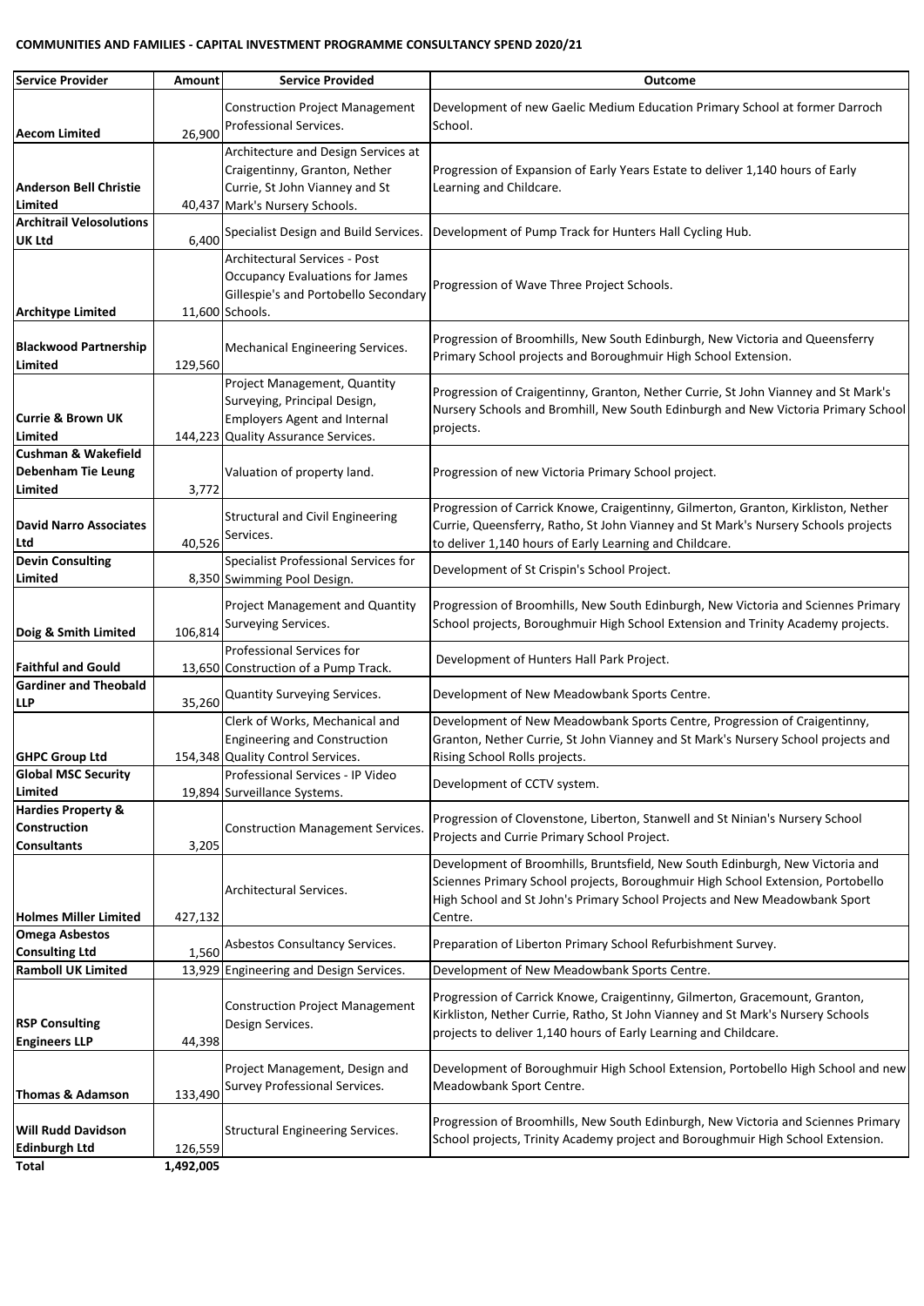# COMMUNITIES AND FAMILIES - CAPITAL INVESTMENT PROGRAMME CONSULTANCY SPEND 2020/21

| Service Provider | Amount | Service Provided | Outcome |
|---|---|---|---|
| **Aecom Limited** | 26,900 | Construction Project Management Professional Services. | Development of new Gaelic Medium Education Primary School at former Darroch School. |
| **Anderson Bell Christie Limited** | 40,437 | Architecture and Design Services at Craigentinny, Granton, Nether Currie, St John Vianney and St Mark's Nursery Schools. | Progression of Expansion of Early Years Estate to deliver 1,140 hours of Early Learning and Childcare. |
| **Architrail Velosolutions UK Ltd** | 6,400 | Specialist Design and Build Services. | Development of Pump Track for Hunters Hall Cycling Hub. |
| **Architype Limited** | 11,600 | Architectural Services - Post Occupancy Evaluations for James Gillespie's and Portobello Secondary Schools. | Progression of Wave Three Project Schools. |
| **Blackwood Partnership Limited** | 129,560 | Mechanical Engineering Services. | Progression of Broomhills, New South Edinburgh, New Victoria and Queensferry Primary School projects and Boroughmuir High School Extension. |
| **Currie & Brown UK Limited** | 144,223 | Project Management, Quantity Surveying, Principal Design, Employers Agent and Internal Quality Assurance Services. | Progression of Craigentinny, Granton, Nether Currie, St John Vianney and St Mark's Nursery Schools and Bromhill, New South Edinburgh and New Victoria Primary School projects. |
| **Cushman & Wakefield Debenham Tie Leung Limited** | 3,772 | Valuation of property land. | Progression of new Victoria Primary School project. |
| **David Narro Associates Ltd** | 40,526 | Structural and Civil Engineering Services. | Progression of Carrick Knowe, Craigentinny, Gilmerton, Granton, Kirkliston, Nether Currie, Queensferry, Ratho, St John Vianney and St Mark's Nursery Schools projects to deliver 1,140 hours of Early Learning and Childcare. |
| **Devin Consulting Limited** | 8,350 | Specialist Professional Services for Swimming Pool Design. | Development of St Crispin's School Project. |
| **Doig & Smith Limited** | 106,814 | Project Management and Quantity Surveying Services. | Progression of Broomhills, New South Edinburgh, New Victoria and Sciennes Primary School projects, Boroughmuir High School Extension and Trinity Academy projects. |
| **Faithful and Gould** | 13,650 | Professional Services for Construction of a Pump Track. | Development of Hunters Hall Park Project. |
| **Gardiner and Theobald LLP** | 35,260 | Quantity Surveying Services. | Development of New Meadowbank Sports Centre. |
| **GHPC Group Ltd** | 154,348 | Clerk of Works, Mechanical and Engineering and Construction Quality Control Services. | Development of New Meadowbank Sports Centre, Progression of Craigentinny, Granton, Nether Currie, St John Vianney and St Mark's Nursery School projects and Rising School Rolls projects. |
| **Global MSC Security Limited** | 19,894 | Professional Services - IP Video Surveillance Systems. | Development of CCTV system. |
| **Hardies Property & Construction Consultants** | 3,205 | Construction Management Services. | Progression of Clovenstone, Liberton, Stanwell and St Ninian's Nursery School Projects and Currie Primary School Project. |
| **Holmes Miller Limited** | 427,132 | Architectural Services. | Development of Broomhills, Bruntsfield, New South Edinburgh, New Victoria and Sciennes Primary School projects, Boroughmuir High School Extension, Portobello High School and St John's Primary School Projects and New Meadowbank Sport Centre. |
| **Omega Asbestos Consulting Ltd** | 1,560 | Asbestos Consultancy Services. | Preparation of Liberton Primary School Refurbishment Survey. |
| **Ramboll UK Limited** | 13,929 | Engineering and Design Services. | Development of New Meadowbank Sports Centre. |
| **RSP Consulting Engineers LLP** | 44,398 | Construction Project Management Design Services. | Progression of Carrick Knowe, Craigentinny, Gilmerton, Gracemount, Granton, Kirkliston, Nether Currie, Ratho, St John Vianney and St Mark's Nursery Schools projects to deliver 1,140 hours of Early Learning and Childcare. |
| **Thomas & Adamson** | 133,490 | Project Management, Design and Survey Professional Services. | Development of Boroughmuir High School Extension, Portobello High School and new Meadowbank Sport Centre. |
| **Will Rudd Davidson Edinburgh Ltd** | 126,559 | Structural Engineering Services. | Progression of Broomhills, New South Edinburgh, New Victoria and Sciennes Primary School projects, Trinity Academy project and Boroughmuir High School Extension. |
| **Total** | **1,492,005** | | |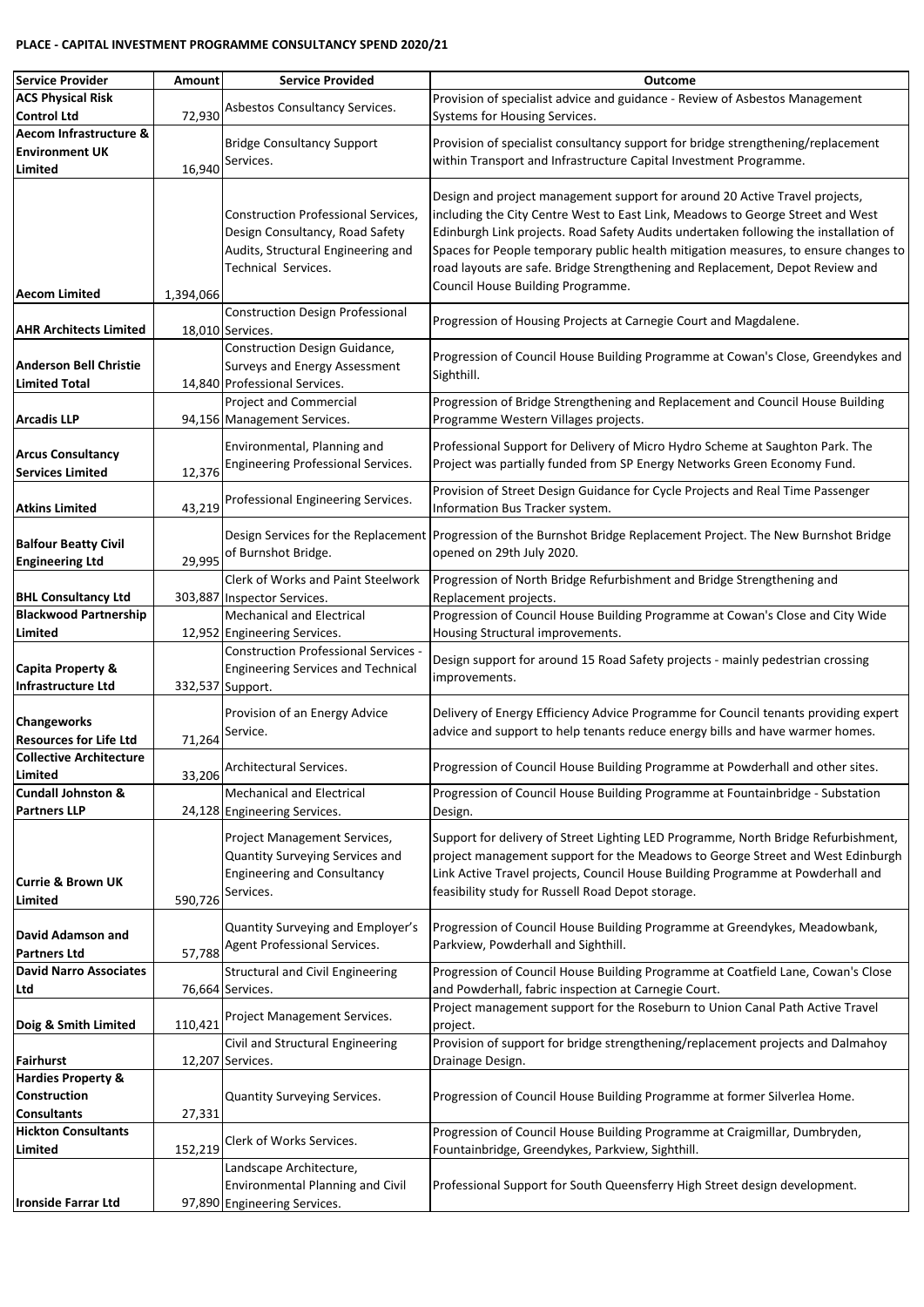**PLACE - CAPITAL INVESTMENT PROGRAMME CONSULTANCY SPEND 2020/21**

| Service Provider | Amount | Service Provided | Outcome |
|---|---|---|---|
| **ACS Physical Risk Control Ltd** | 72,930 | Asbestos Consultancy Services. | Provision of specialist advice and guidance - Review of Asbestos Management Systems for Housing Services. |
| **Aecom Infrastructure & Environment UK Limited** | 16,940 | Bridge Consultancy Support Services. | Provision of specialist consultancy support for bridge strengthening/replacement within Transport and Infrastructure Capital Investment Programme. |
| **Aecom Limited** | 1,394,066 | Construction Professional Services, Design Consultancy, Road Safety Audits, Structural Engineering and Technical Services. | Design and project management support for around 20 Active Travel projects, including the City Centre West to East Link, Meadows to George Street and West Edinburgh Link projects. Road Safety Audits undertaken following the installation of Spaces for People temporary public health mitigation measures, to ensure changes to road layouts are safe. Bridge Strengthening and Replacement, Depot Review and Council House Building Programme. |
| **AHR Architects Limited** | 18,010 | Construction Design Professional Services. | Progression of Housing Projects at Carnegie Court and Magdalene. |
| **Anderson Bell Christie Limited Total** | 14,840 | Construction Design Guidance, Surveys and Energy Assessment Professional Services. | Progression of Council House Building Programme at Cowan's Close, Greendykes and Sighthill. |
| **Arcadis LLP** | 94,156 | Project and Commercial Management Services. | Progression of Bridge Strengthening and Replacement and Council House Building Programme Western Villages projects. |
| **Arcus Consultancy Services Limited** | 12,376 | Environmental, Planning and Engineering Professional Services. | Professional Support for Delivery of Micro Hydro Scheme at Saughton Park. The Project was partially funded from SP Energy Networks Green Economy Fund. |
| **Atkins Limited** | 43,219 | Professional Engineering Services. | Provision of Street Design Guidance for Cycle Projects and Real Time Passenger Information Bus Tracker system. |
| **Balfour Beatty Civil Engineering Ltd** | 29,995 | Design Services for the Replacement of Burnshot Bridge. | Progression of the Burnshot Bridge Replacement Project. The New Burnshot Bridge opened on 29th July 2020. |
| **BHL Consultancy Ltd** | 303,887 | Clerk of Works and Paint Steelwork Inspector Services. | Progression of North Bridge Refurbishment and Bridge Strengthening and Replacement projects. |
| **Blackwood Partnership Limited** | 12,952 | Mechanical and Electrical Engineering Services. | Progression of Council House Building Programme at Cowan's Close and City Wide Housing Structural improvements. |
| **Capita Property & Infrastructure Ltd** | 332,537 | Construction Professional Services - Engineering Services and Technical Support. | Design support for around 15 Road Safety projects - mainly pedestrian crossing improvements. |
| **Changeworks Resources for Life Ltd** | 71,264 | Provision of an Energy Advice Service. | Delivery of Energy Efficiency Advice Programme for Council tenants providing expert advice and support to help tenants reduce energy bills and have warmer homes. |
| **Collective Architecture Limited** | 33,206 | Architectural Services. | Progression of Council House Building Programme at Powderhall and other sites. |
| **Cundall Johnston & Partners LLP** | 24,128 | Mechanical and Electrical Engineering Services. | Progression of Council House Building Programme at Fountainbridge - Substation Design. |
| **Currie & Brown UK Limited** | 590,726 | Project Management Services, Quantity Surveying Services and Engineering and Consultancy Services. | Support for delivery of Street Lighting LED Programme, North Bridge Refurbishment, project management support for the Meadows to George Street and West Edinburgh Link Active Travel projects, Council House Building Programme at Powderhall and feasibility study for Russell Road Depot storage. |
| **David Adamson and Partners Ltd** | 57,788 | Quantity Surveying and Employer's Agent Professional Services. | Progression of Council House Building Programme at Greendykes, Meadowbank, Parkview, Powderhall and Sighthill. |
| **David Narro Associates Ltd** | 76,664 | Structural and Civil Engineering Services. | Progression of Council House Building Programme at Coatfield Lane, Cowan's Close and Powderhall, fabric inspection at Carnegie Court. |
| **Doig & Smith Limited** | 110,421 | Project Management Services. | Project management support for the Roseburn to Union Canal Path Active Travel project. |
| **Fairhurst** | 12,207 | Civil and Structural Engineering Services. | Provision of support for bridge strengthening/replacement projects and Dalmahoy Drainage Design. |
| **Hardies Property & Construction Consultants** | 27,331 | Quantity Surveying Services. | Progression of Council House Building Programme at former Silverlea Home. |
| **Hickton Consultants Limited** | 152,219 | Clerk of Works Services. | Progression of Council House Building Programme at Craigmillar, Dumbryden, Fountainbridge, Greendykes, Parkview, Sighthill. |
| **Ironside Farrar Ltd** | 97,890 | Landscape Architecture, Environmental Planning and Civil Engineering Services. | Professional Support for South Queensferry High Street design development. |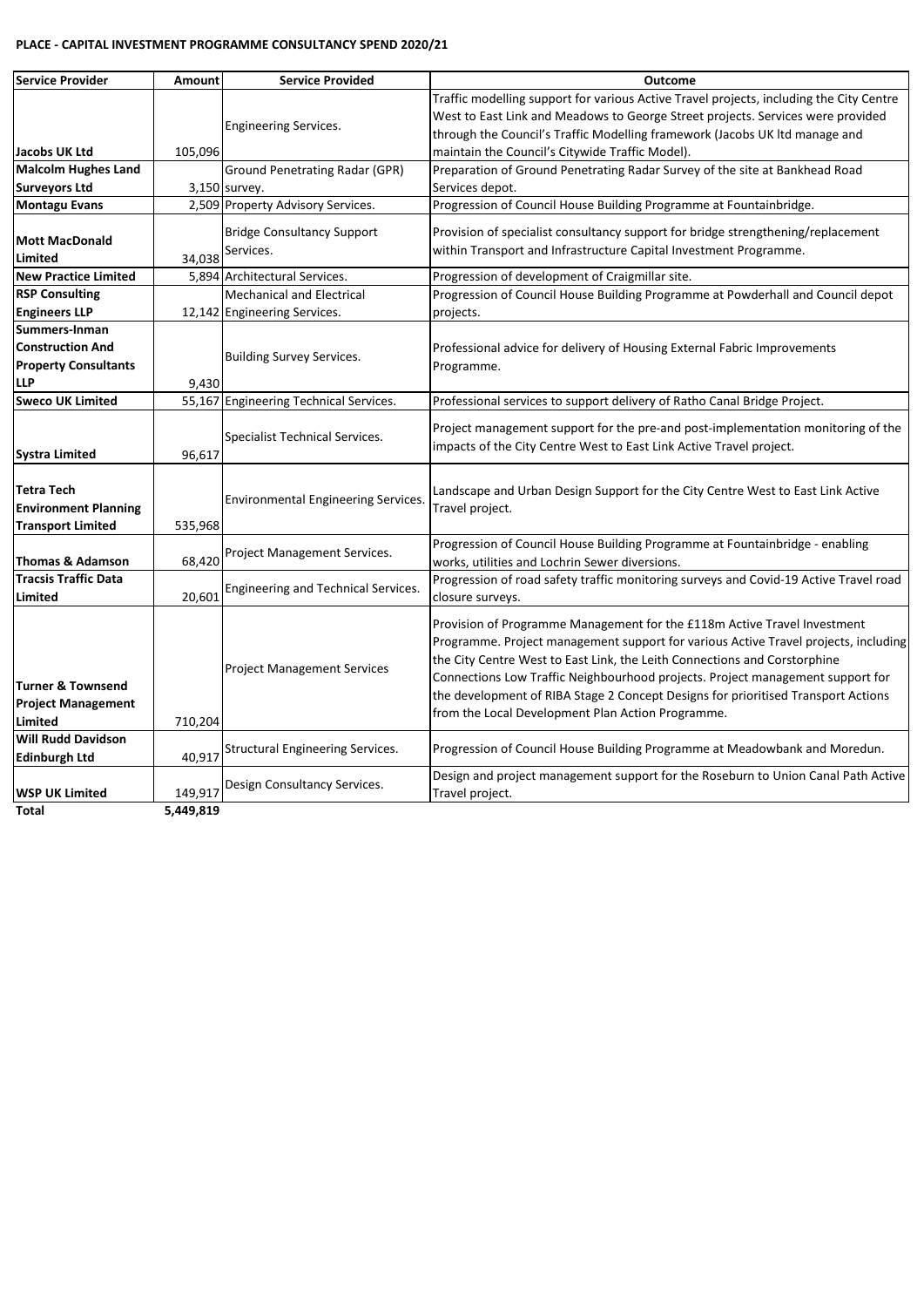**PLACE - CAPITAL INVESTMENT PROGRAMME CONSULTANCY SPEND 2020/21**

| Service Provider | Amount | Service Provided | Outcome |
|---|---|---|---|
| **Jacobs UK Ltd** | 105,096 | Engineering Services. | Traffic modelling support for various Active Travel projects, including the City Centre West to East Link and Meadows to George Street projects. Services were provided through the Council's Traffic Modelling framework (Jacobs UK ltd manage and maintain the Council's Citywide Traffic Model). |
| **Malcolm Hughes Land Surveyors Ltd** | 3,150 | Ground Penetrating Radar (GPR) survey. | Preparation of Ground Penetrating Radar Survey of the site at Bankhead Road Services depot. |
| **Montagu Evans** | 2,509 | Property Advisory Services. | Progression of Council House Building Programme at Fountainbridge. |
| **Mott MacDonald Limited** | 34,038 | Bridge Consultancy Support Services. | Provision of specialist consultancy support for bridge strengthening/replacement within Transport and Infrastructure Capital Investment Programme. |
| **New Practice Limited** | 5,894 | Architectural Services. | Progression of development of Craigmillar site. |
| **RSP Consulting Engineers LLP** | 12,142 | Mechanical and Electrical Engineering Services. | Progression of Council House Building Programme at Powderhall and Council depot projects. |
| **Summers-Inman Construction And Property Consultants LLP** | 9,430 | Building Survey Services. | Professional advice for delivery of Housing External Fabric Improvements Programme. |
| **Sweco UK Limited** | 55,167 | Engineering Technical Services. | Professional services to support delivery of Ratho Canal Bridge Project. |
| **Systra Limited** | 96,617 | Specialist Technical Services. | Project management support for the pre-and post-implementation monitoring of the impacts of the City Centre West to East Link Active Travel project. |
| **Tetra Tech Environment Planning Transport Limited** | 535,968 | Environmental Engineering Services. | Landscape and Urban Design Support for the City Centre West to East Link Active Travel project. |
| **Thomas & Adamson** | 68,420 | Project Management Services. | Progression of Council House Building Programme at Fountainbridge - enabling works, utilities and Lochrin Sewer diversions. |
| **Tracsis Traffic Data Limited** | 20,601 | Engineering and Technical Services. | Progression of road safety traffic monitoring surveys and Covid-19 Active Travel road closure surveys. |
| **Turner & Townsend Project Management Limited** | 710,204 | Project Management Services | Provision of Programme Management for the £118m Active Travel Investment Programme. Project management support for various Active Travel projects, including the City Centre West to East Link, the Leith Connections and Corstorphine Connections Low Traffic Neighbourhood projects. Project management support for the development of RIBA Stage 2 Concept Designs for prioritised Transport Actions from the Local Development Plan Action Programme. |
| **Will Rudd Davidson Edinburgh Ltd** | 40,917 | Structural Engineering Services. | Progression of Council House Building Programme at Meadowbank and Moredun. |
| **WSP UK Limited** | 149,917 | Design Consultancy Services. | Design and project management support for the Roseburn to Union Canal Path Active Travel project. |
| **Total** | **5,449,819** | | |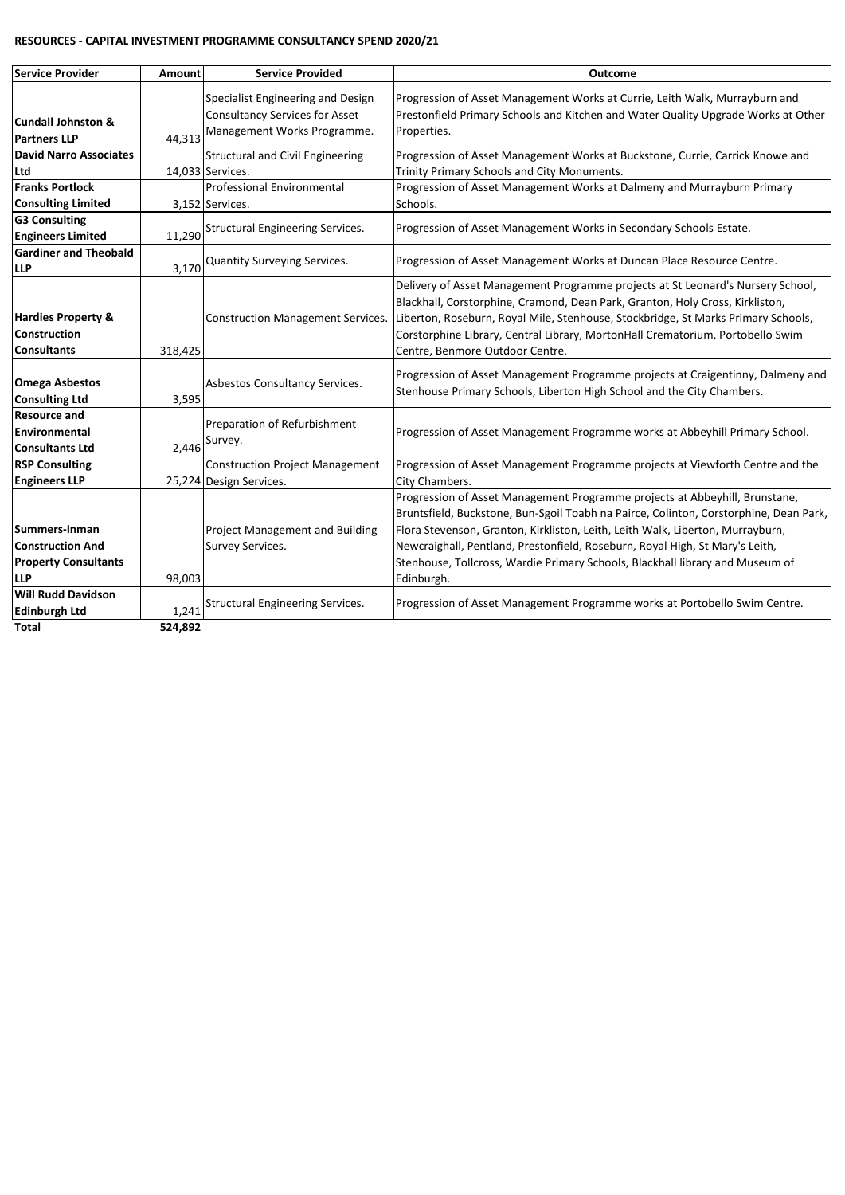**RESOURCES - CAPITAL INVESTMENT PROGRAMME CONSULTANCY SPEND 2020/21**

| Service Provider | Amount | Service Provided | Outcome |
|---|---|---|---|
| **Cundall Johnston & Partners LLP** | 44,313 | Specialist Engineering and Design Consultancy Services for Asset Management Works Programme. | Progression of Asset Management Works at Currie, Leith Walk, Murrayburn and Prestonfield Primary Schools and Kitchen and Water Quality Upgrade Works at Other Properties. |
| **David Narro Associates Ltd** | 14,033 | Structural and Civil Engineering Services. | Progression of Asset Management Works at Buckstone, Currie, Carrick Knowe and Trinity Primary Schools and City Monuments. |
| **Franks Portlock Consulting Limited** | 3,152 | Professional Environmental Services. | Progression of Asset Management Works at Dalmeny and Murrayburn Primary Schools. |
| **G3 Consulting Engineers Limited** | 11,290 | Structural Engineering Services. | Progression of Asset Management Works in Secondary Schools Estate. |
| **Gardiner and Theobald LLP** | 3,170 | Quantity Surveying Services. | Progression of Asset Management Works at Duncan Place Resource Centre. |
| **Hardies Property & Construction Consultants** | 318,425 | Construction Management Services. | Delivery of Asset Management Programme projects at St Leonard's Nursery School, Blackhall, Corstorphine, Cramond, Dean Park, Granton, Holy Cross, Kirkliston, Liberton, Roseburn, Royal Mile, Stenhouse, Stockbridge, St Marks Primary Schools, Corstorphine Library, Central Library, MortonHall Crematorium, Portobello Swim Centre, Benmore Outdoor Centre. |
| **Omega Asbestos Consulting Ltd** | 3,595 | Asbestos Consultancy Services. | Progression of Asset Management Programme projects at Craigentinny, Dalmeny and Stenhouse Primary Schools, Liberton High School and the City Chambers. |
| **Resource and Environmental Consultants Ltd** | 2,446 | Preparation of Refurbishment Survey. | Progression of Asset Management Programme works at Abbeyhill Primary School. |
| **RSP Consulting Engineers LLP** | 25,224 | Construction Project Management Design Services. | Progression of Asset Management Programme projects at Viewforth Centre and the City Chambers. |
| **Summers-Inman Construction And Property Consultants LLP** | 98,003 | Project Management and Building Survey Services. | Progression of Asset Management Programme projects at Abbeyhill, Brunstane, Bruntsfield, Buckstone, Bun-Sgoil Toabh na Pairce, Colinton, Corstorphine, Dean Park, Flora Stevenson, Granton, Kirkliston, Leith, Leith Walk, Liberton, Murrayburn, Newcraighall, Pentland, Prestonfield, Roseburn, Royal High, St Mary's Leith, Stenhouse, Tollcross, Wardie Primary Schools, Blackhall library and Museum of Edinburgh. |
| **Will Rudd Davidson Edinburgh Ltd** | 1,241 | Structural Engineering Services. | Progression of Asset Management Programme works at Portobello Swim Centre. |
| **Total** | **524,892** | | |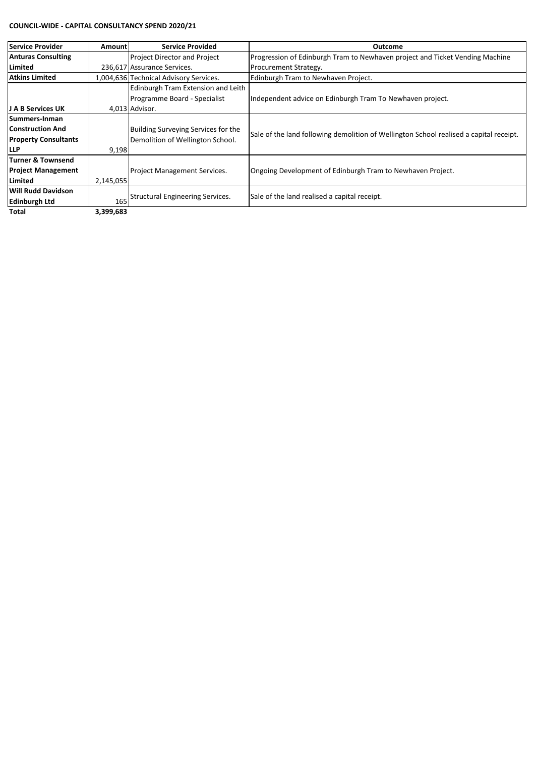**COUNCIL-WIDE - CAPITAL CONSULTANCY SPEND 2020/21**

| Service Provider | Amount | Service Provided | Outcome |
|---|---|---|---|
| **Anturas Consulting Limited** | 236,617 | Project Director and Project Assurance Services. | Progression of Edinburgh Tram to Newhaven project and Ticket Vending Machine Procurement Strategy. |
| **Atkins Limited** | 1,004,636 | Technical Advisory Services. | Edinburgh Tram to Newhaven Project. |
| **J A B Services UK** | 4,013 | Edinburgh Tram Extension and Leith Programme Board - Specialist Advisor. | Independent advice on Edinburgh Tram To Newhaven project. |
| **Summers-Inman Construction And Property Consultants LLP** | 9,198 | Building Surveying Services for the Demolition of Wellington School. | Sale of the land following demolition of Wellington School realised a capital receipt. |
| **Turner & Townsend Project Management Limited** | 2,145,055 | Project Management Services. | Ongoing Development of Edinburgh Tram to Newhaven Project. |
| **Will Rudd Davidson Edinburgh Ltd** | 165 | Structural Engineering Services. | Sale of the land realised a capital receipt. |
| **Total** | **3,399,683** | | |